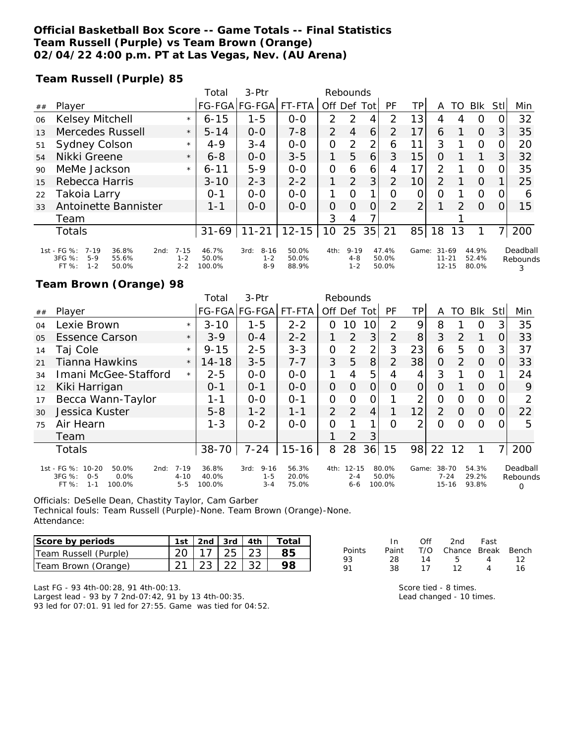**Official Basketball Box Score -- Game Totals -- Final Statistics**
**Team Russell (Purple) vs Team Brown (Orange)**
**02/04/22 4:00 p.m. PT at Las Vegas, Nev. (AU Arena)**

**Team Russell (Purple) 85**

| ## | Player | | Total FG-FGA | 3-Ptr FG-FGA | FT-FTA | Rebounds Off | Def | Tot | PF | TP | A | TO | Blk | Stl | Min |
|---|---|---|---|---|---|---|---|---|---|---|---|---|---|---|---|
| 06 | Kelsey Mitchell | * | 6-15 | 1-5 | 0-0 | 2 | 2 | 4 | 2 | 13 | 4 | 4 | 0 | 0 | 32 |
| 13 | Mercedes Russell | * | 5-14 | 0-0 | 7-8 | 2 | 4 | 6 | 2 | 17 | 6 | 1 | 0 | 3 | 35 |
| 51 | Sydney Colson | * | 4-9 | 3-4 | 0-0 | 0 | 2 | 2 | 6 | 11 | 3 | 1 | 0 | 0 | 20 |
| 54 | Nikki Greene | * | 6-8 | 0-0 | 3-5 | 1 | 5 | 6 | 3 | 15 | 0 | 1 | 1 | 3 | 32 |
| 90 | MeMe Jackson | * | 6-11 | 5-9 | 0-0 | 0 | 6 | 6 | 4 | 17 | 2 | 1 | 0 | 0 | 35 |
| 15 | Rebecca Harris | | 3-10 | 2-3 | 2-2 | 1 | 2 | 3 | 2 | 10 | 2 | 1 | 0 | 1 | 25 |
| 22 | Takoia Larry | | 0-1 | 0-0 | 0-0 | 1 | 0 | 1 | 0 | 0 | 0 | 1 | 0 | 0 | 6 |
| 33 | Antoinette Bannister | | 1-1 | 0-0 | 0-0 | 0 | 0 | 0 | 2 | 2 | 1 | 2 | 0 | 0 | 15 |
| | Team | | | | | 3 | 4 | 7 | | | | 1 | | | |
| | Totals | | 31-69 | 11-21 | 12-15 | 10 | 25 | 35 | 21 | 85 | 18 | 13 | 1 | 7 | 200 |

| | 1st | | 2nd | | 3rd | | 4th | | Game | | Deadball Rebounds |
|---|---|---|---|---|---|---|---|---|---|---|---|
| FG % | 7-19 | 36.8% | 7-15 | 46.7% | 8-16 | 50.0% | 9-19 | 47.4% | 31-69 | 44.9% | 3 |
| 3FG % | 5-9 | 55.6% | 1-2 | 50.0% | 1-2 | 50.0% | 4-8 | 50.0% | 11-21 | 52.4% | |
| FT % | 1-2 | 50.0% | 2-2 | 100.0% | 8-9 | 88.9% | 1-2 | 50.0% | 12-15 | 80.0% | |

**Team Brown (Orange) 98**

| ## | Player | | Total FG-FGA | 3-Ptr FG-FGA | FT-FTA | Rebounds Off | Def | Tot | PF | TP | A | TO | Blk | Stl | Min |
|---|---|---|---|---|---|---|---|---|---|---|---|---|---|---|---|
| 04 | Lexie Brown | * | 3-10 | 1-5 | 2-2 | 0 | 10 | 10 | 2 | 9 | 8 | 1 | 0 | 3 | 35 |
| 05 | Essence Carson | * | 3-9 | 0-4 | 2-2 | 1 | 2 | 3 | 2 | 8 | 3 | 2 | 1 | 0 | 33 |
| 14 | Taj Cole | * | 9-15 | 2-5 | 3-3 | 0 | 2 | 2 | 3 | 23 | 6 | 5 | 0 | 3 | 37 |
| 21 | Tianna Hawkins | * | 14-18 | 3-5 | 7-7 | 3 | 5 | 8 | 2 | 38 | 0 | 2 | 0 | 0 | 33 |
| 34 | Imani McGee-Stafford | * | 2-5 | 0-0 | 0-0 | 1 | 4 | 5 | 4 | 4 | 3 | 1 | 0 | 1 | 24 |
| 12 | Kiki Harrigan | | 0-1 | 0-1 | 0-0 | 0 | 0 | 0 | 0 | 0 | 0 | 1 | 0 | 0 | 9 |
| 17 | Becca Wann-Taylor | | 1-1 | 0-0 | 0-1 | 0 | 0 | 0 | 1 | 2 | 0 | 0 | 0 | 0 | 2 |
| 30 | Jessica Kuster | | 5-8 | 1-2 | 1-1 | 2 | 2 | 4 | 1 | 12 | 2 | 0 | 0 | 0 | 22 |
| 75 | Air Hearn | | 1-3 | 0-2 | 0-0 | 0 | 1 | 1 | 0 | 2 | 0 | 0 | 0 | 0 | 5 |
| | Team | | | | | 1 | 2 | 3 | | | | | | | |
| | Totals | | 38-70 | 7-24 | 15-16 | 8 | 28 | 36 | 15 | 98 | 22 | 12 | 1 | 7 | 200 |

| | 1st | | 2nd | | 3rd | | 4th | | Game | | Deadball Rebounds |
|---|---|---|---|---|---|---|---|---|---|---|---|
| FG % | 10-20 | 50.0% | 7-19 | 36.8% | 9-16 | 56.3% | 12-15 | 80.0% | 38-70 | 54.3% | 0 |
| 3FG % | 0-5 | 0.0% | 4-10 | 40.0% | 1-5 | 20.0% | 2-4 | 50.0% | 7-24 | 29.2% | |
| FT % | 1-1 | 100.0% | 5-5 | 100.0% | 3-4 | 75.0% | 6-6 | 100.0% | 15-16 | 93.8% | |

Officials: DeSelle Dean, Chastity Taylor, Cam Garber
Technical fouls: Team Russell (Purple)-None. Team Brown (Orange)-None.
Attendance:

| Score by periods | 1st | 2nd | 3rd | 4th | Total |
|---|---|---|---|---|---|
| Team Russell (Purple) | 20 | 17 | 25 | 23 | **85** |
| Team Brown (Orange) | 21 | 23 | 22 | 32 | **98** |

| Points | In Paint | Off T/O | 2nd Chance | Fast Break | Bench |
|---|---|---|---|---|---|
| 93 | 28 | 14 | 5 | 4 | 12 |
| 91 | 38 | 17 | 12 | 4 | 16 |

Last FG - 93 4th-00:28, 91 4th-00:13.
Largest lead - 93 by 7 2nd-07:42, 91 by 13 4th-00:35.
93 led for 07:01. 91 led for 27:55. Game was tied for 04:52.

Score tied - 8 times.
Lead changed - 10 times.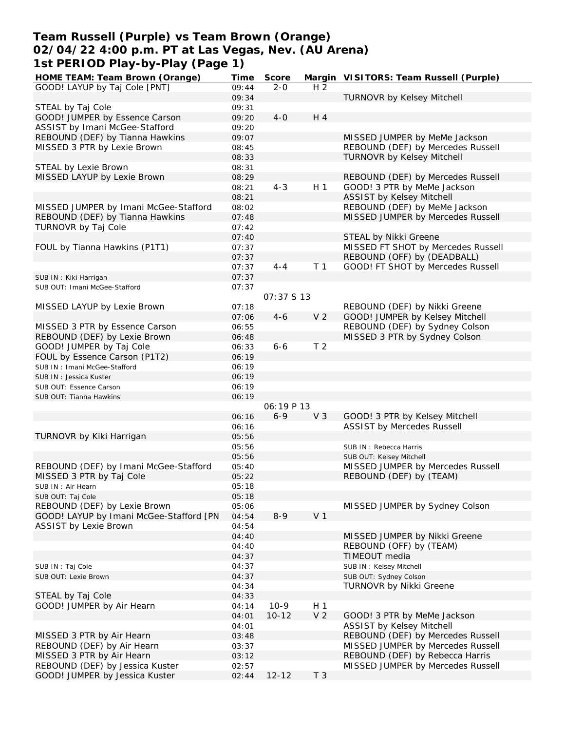# Team Russell (Purple) vs Team Brown (Orange)
## 02/04/22 4:00 p.m. PT at Las Vegas, Nev. (AU Arena)
## 1st PERIOD Play-by-Play (Page 1)

| HOME TEAM: Team Brown (Orange) | Time | Score | Margin | VISITORS: Team Russell (Purple) |
|---|---|---|---|---|
| GOOD! LAYUP by Taj Cole [PNT] | 09:44 | 2-0 | H 2 | |
| | 09:34 | | | TURNOVR by Kelsey Mitchell |
| STEAL by Taj Cole | 09:31 | | | |
| GOOD! JUMPER by Essence Carson | 09:20 | 4-0 | H 4 | |
| ASSIST by Imani McGee-Stafford | 09:20 | | | |
| REBOUND (DEF) by Tianna Hawkins | 09:07 | | | MISSED JUMPER by MeMe Jackson |
| MISSED 3 PTR by Lexie Brown | 08:45 | | | REBOUND (DEF) by Mercedes Russell |
| | 08:33 | | | TURNOVR by Kelsey Mitchell |
| STEAL by Lexie Brown | 08:31 | | | |
| MISSED LAYUP by Lexie Brown | 08:29 | | | REBOUND (DEF) by Mercedes Russell |
| | 08:21 | 4-3 | H 1 | GOOD! 3 PTR by MeMe Jackson |
| | 08:21 | | | ASSIST by Kelsey Mitchell |
| MISSED JUMPER by Imani McGee-Stafford | 08:02 | | | REBOUND (DEF) by MeMe Jackson |
| REBOUND (DEF) by Tianna Hawkins | 07:48 | | | MISSED JUMPER by Mercedes Russell |
| TURNOVR by Taj Cole | 07:42 | | | |
| | 07:40 | | | STEAL by Nikki Greene |
| FOUL by Tianna Hawkins (P1T1) | 07:37 | | | MISSED FT SHOT by Mercedes Russell |
| | 07:37 | | | REBOUND (OFF) by (DEADBALL) |
| | 07:37 | 4-4 | T 1 | GOOD! FT SHOT by Mercedes Russell |
| SUB IN : Kiki Harrigan | 07:37 | | | |
| SUB OUT: Imani McGee-Stafford | 07:37 | | | |
| | | 07:37 S 13 | | |
| MISSED LAYUP by Lexie Brown | 07:18 | | | REBOUND (DEF) by Nikki Greene |
| | 07:06 | 4-6 | V 2 | GOOD! JUMPER by Kelsey Mitchell |
| MISSED 3 PTR by Essence Carson | 06:55 | | | REBOUND (DEF) by Sydney Colson |
| REBOUND (DEF) by Lexie Brown | 06:48 | | | MISSED 3 PTR by Sydney Colson |
| GOOD! JUMPER by Taj Cole | 06:33 | 6-6 | T 2 | |
| FOUL by Essence Carson (P1T2) | 06:19 | | | |
| SUB IN : Imani McGee-Stafford | 06:19 | | | |
| SUB IN : Jessica Kuster | 06:19 | | | |
| SUB OUT: Essence Carson | 06:19 | | | |
| SUB OUT: Tianna Hawkins | 06:19 | | | |
| | | 06:19 P 13 | | |
| | 06:16 | 6-9 | V 3 | GOOD! 3 PTR by Kelsey Mitchell |
| | 06:16 | | | ASSIST by Mercedes Russell |
| TURNOVR by Kiki Harrigan | 05:56 | | | |
| | 05:56 | | | SUB IN : Rebecca Harris |
| | 05:56 | | | SUB OUT: Kelsey Mitchell |
| REBOUND (DEF) by Imani McGee-Stafford | 05:40 | | | MISSED JUMPER by Mercedes Russell |
| MISSED 3 PTR by Taj Cole | 05:22 | | | REBOUND (DEF) by (TEAM) |
| SUB IN : Air Hearn | 05:18 | | | |
| SUB OUT: Taj Cole | 05:18 | | | |
| REBOUND (DEF) by Lexie Brown | 05:06 | | | MISSED JUMPER by Sydney Colson |
| GOOD! LAYUP by Imani McGee-Stafford [PN | 04:54 | 8-9 | V 1 | |
| ASSIST by Lexie Brown | 04:54 | | | |
| | 04:40 | | | MISSED JUMPER by Nikki Greene |
| | 04:40 | | | REBOUND (OFF) by (TEAM) |
| | 04:37 | | | TIMEOUT media |
| SUB IN : Taj Cole | 04:37 | | | SUB IN : Kelsey Mitchell |
| SUB OUT: Lexie Brown | 04:37 | | | SUB OUT: Sydney Colson |
| | 04:34 | | | TURNOVR by Nikki Greene |
| STEAL by Taj Cole | 04:33 | | | |
| GOOD! JUMPER by Air Hearn | 04:14 | 10-9 | H 1 | |
| | 04:01 | 10-12 | V 2 | GOOD! 3 PTR by MeMe Jackson |
| | 04:01 | | | ASSIST by Kelsey Mitchell |
| MISSED 3 PTR by Air Hearn | 03:48 | | | REBOUND (DEF) by Mercedes Russell |
| REBOUND (DEF) by Air Hearn | 03:37 | | | MISSED JUMPER by Mercedes Russell |
| MISSED 3 PTR by Air Hearn | 03:12 | | | REBOUND (DEF) by Rebecca Harris |
| REBOUND (DEF) by Jessica Kuster | 02:57 | | | MISSED JUMPER by Mercedes Russell |
| GOOD! JUMPER by Jessica Kuster | 02:44 | 12-12 | T 3 | |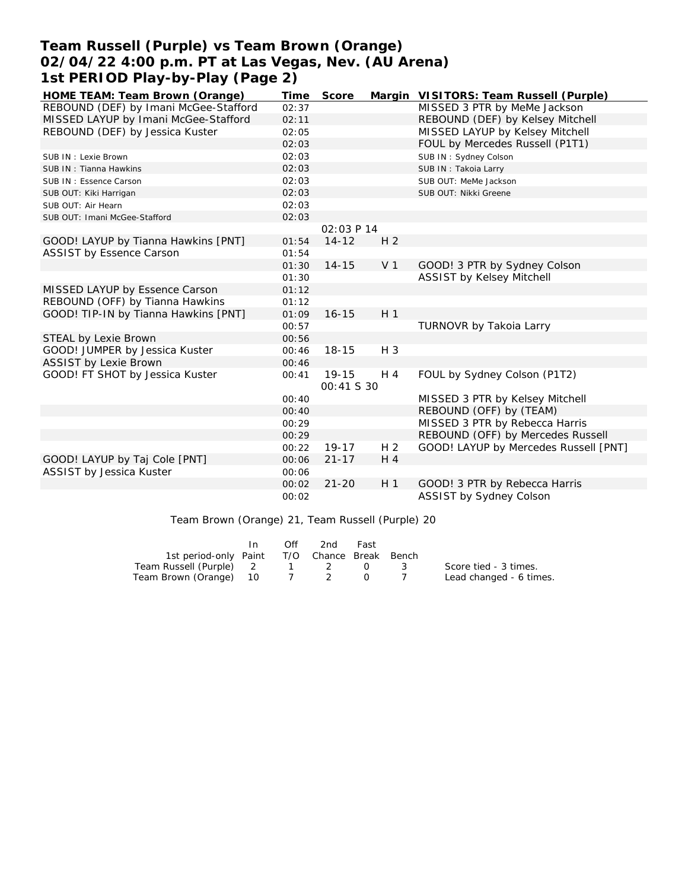# Team Russell (Purple) vs Team Brown (Orange)
# 02/04/22 4:00 p.m. PT at Las Vegas, Nev. (AU Arena)
# 1st PERIOD Play-by-Play (Page 2)

| HOME TEAM: Team Brown (Orange) | Time | Score | Margin | VISITORS: Team Russell (Purple) |
|---|---|---|---|---|
| REBOUND (DEF) by Imani McGee-Stafford | 02:37 | | | MISSED 3 PTR by MeMe Jackson |
| MISSED LAYUP by Imani McGee-Stafford | 02:11 | | | REBOUND (DEF) by Kelsey Mitchell |
| REBOUND (DEF) by Jessica Kuster | 02:05 | | | MISSED LAYUP by Kelsey Mitchell |
| | 02:03 | | | FOUL by Mercedes Russell (P1T1) |
| SUB IN : Lexie Brown | 02:03 | | | SUB IN : Sydney Colson |
| SUB IN : Tianna Hawkins | 02:03 | | | SUB IN : Takoia Larry |
| SUB IN : Essence Carson | 02:03 | | | SUB OUT: MeMe Jackson |
| SUB OUT: Kiki Harrigan | 02:03 | | | SUB OUT: Nikki Greene |
| SUB OUT: Air Hearn | 02:03 | | | |
| SUB OUT: Imani McGee-Stafford | 02:03 | | | |
| | | 02:03 P 14 | | |
| GOOD! LAYUP by Tianna Hawkins [PNT] | 01:54 | 14-12 | H 2 | |
| ASSIST by Essence Carson | 01:54 | | | |
| | 01:30 | 14-15 | V 1 | GOOD! 3 PTR by Sydney Colson |
| | 01:30 | | | ASSIST by Kelsey Mitchell |
| MISSED LAYUP by Essence Carson | 01:12 | | | |
| REBOUND (OFF) by Tianna Hawkins | 01:12 | | | |
| GOOD! TIP-IN by Tianna Hawkins [PNT] | 01:09 | 16-15 | H 1 | |
| | 00:57 | | | TURNOVR by Takoia Larry |
| STEAL by Lexie Brown | 00:56 | | | |
| GOOD! JUMPER by Jessica Kuster | 00:46 | 18-15 | H 3 | |
| ASSIST by Lexie Brown | 00:46 | | | |
| GOOD! FT SHOT by Jessica Kuster | 00:41 | 19-15 | H 4 | FOUL by Sydney Colson (P1T2) |
| | | 00:41 S 30 | | |
| | 00:40 | | | MISSED 3 PTR by Kelsey Mitchell |
| | 00:40 | | | REBOUND (OFF) by (TEAM) |
| | 00:29 | | | MISSED 3 PTR by Rebecca Harris |
| | 00:29 | | | REBOUND (OFF) by Mercedes Russell |
| | 00:22 | 19-17 | H 2 | GOOD! LAYUP by Mercedes Russell [PNT] |
| GOOD! LAYUP by Taj Cole [PNT] | 00:06 | 21-17 | H 4 | |
| ASSIST by Jessica Kuster | 00:06 | | | |
| | 00:02 | 21-20 | H 1 | GOOD! 3 PTR by Rebecca Harris |
| | 00:02 | | | ASSIST by Sydney Colson |

Team Brown (Orange) 21, Team Russell (Purple) 20

| 1st period-only | In Paint | Off T/O | 2nd Chance | Fast Break | Bench |
|---|---|---|---|---|---|
| Team Russell (Purple) | 2 | 1 | 2 | 0 | 3 |
| Team Brown (Orange) | 10 | 7 | 2 | 0 | 7 |

Score tied - 3 times.
Lead changed - 6 times.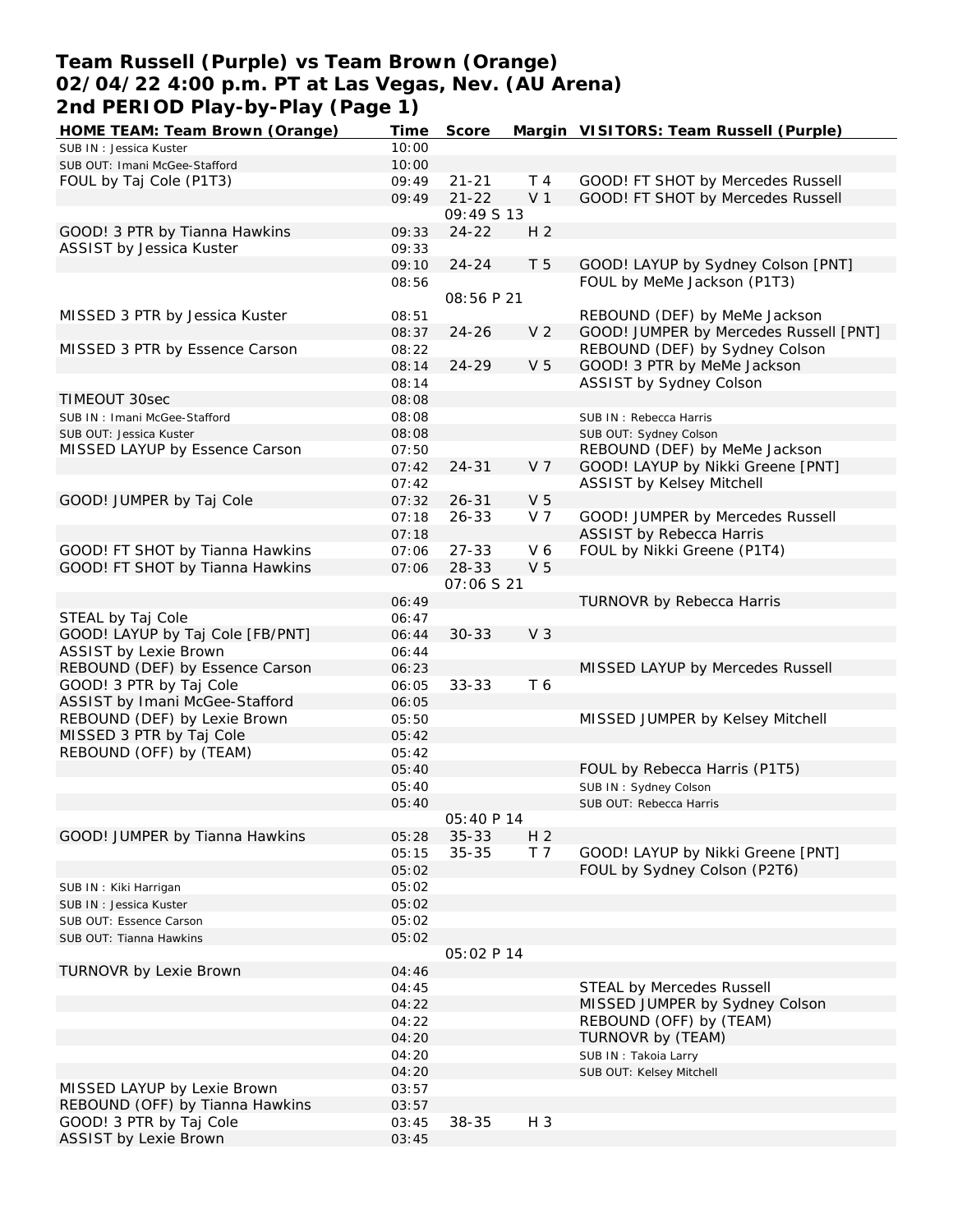# Team Russell (Purple) vs Team Brown (Orange)
## 02/04/22 4:00 p.m. PT at Las Vegas, Nev. (AU Arena)
## 2nd PERIOD Play-by-Play (Page 1)

| HOME TEAM: Team Brown (Orange) | Time | Score | Margin | VISITORS: Team Russell (Purple) |
|---|---|---|---|---|
| SUB IN : Jessica Kuster | 10:00 | | | |
| SUB OUT: Imani McGee-Stafford | 10:00 | | | |
| FOUL by Taj Cole (P1T3) | 09:49 | 21-21 | T 4 | GOOD! FT SHOT by Mercedes Russell |
| | 09:49 | 21-22 | V 1 | GOOD! FT SHOT by Mercedes Russell |
| | | 09:49 S 13 | | |
| GOOD! 3 PTR by Tianna Hawkins | 09:33 | 24-22 | H 2 | |
| ASSIST by Jessica Kuster | 09:33 | | | |
| | 09:10 | 24-24 | T 5 | GOOD! LAYUP by Sydney Colson [PNT] |
| | 08:56 | | | FOUL by MeMe Jackson (P1T3) |
| | | 08:56 P 21 | | |
| MISSED 3 PTR by Jessica Kuster | 08:51 | | | REBOUND (DEF) by MeMe Jackson |
| | 08:37 | 24-26 | V 2 | GOOD! JUMPER by Mercedes Russell [PNT] |
| MISSED 3 PTR by Essence Carson | 08:22 | | | REBOUND (DEF) by Sydney Colson |
| | 08:14 | 24-29 | V 5 | GOOD! 3 PTR by MeMe Jackson |
| | 08:14 | | | ASSIST by Sydney Colson |
| TIMEOUT 30sec | 08:08 | | | |
| SUB IN : Imani McGee-Stafford | 08:08 | | | SUB IN : Rebecca Harris |
| SUB OUT: Jessica Kuster | 08:08 | | | SUB OUT: Sydney Colson |
| MISSED LAYUP by Essence Carson | 07:50 | | | REBOUND (DEF) by MeMe Jackson |
| | 07:42 | 24-31 | V 7 | GOOD! LAYUP by Nikki Greene [PNT] |
| | 07:42 | | | ASSIST by Kelsey Mitchell |
| GOOD! JUMPER by Taj Cole | 07:32 | 26-31 | V 5 | |
| | 07:18 | 26-33 | V 7 | GOOD! JUMPER by Mercedes Russell |
| | 07:18 | | | ASSIST by Rebecca Harris |
| GOOD! FT SHOT by Tianna Hawkins | 07:06 | 27-33 | V 6 | FOUL by Nikki Greene (P1T4) |
| GOOD! FT SHOT by Tianna Hawkins | 07:06 | 28-33 | V 5 | |
| | | 07:06 S 21 | | |
| | 06:49 | | | TURNOVR by Rebecca Harris |
| STEAL by Taj Cole | 06:47 | | | |
| GOOD! LAYUP by Taj Cole [FB/PNT] | 06:44 | 30-33 | V 3 | |
| ASSIST by Lexie Brown | 06:44 | | | |
| REBOUND (DEF) by Essence Carson | 06:23 | | | MISSED LAYUP by Mercedes Russell |
| GOOD! 3 PTR by Taj Cole | 06:05 | 33-33 | T 6 | |
| ASSIST by Imani McGee-Stafford | 06:05 | | | |
| REBOUND (DEF) by Lexie Brown | 05:50 | | | MISSED JUMPER by Kelsey Mitchell |
| MISSED 3 PTR by Taj Cole | 05:42 | | | |
| REBOUND (OFF) by (TEAM) | 05:42 | | | |
| | 05:40 | | | FOUL by Rebecca Harris (P1T5) |
| | 05:40 | | | SUB IN : Sydney Colson |
| | 05:40 | | | SUB OUT: Rebecca Harris |
| | | 05:40 P 14 | | |
| GOOD! JUMPER by Tianna Hawkins | 05:28 | 35-33 | H 2 | |
| | 05:15 | 35-35 | T 7 | GOOD! LAYUP by Nikki Greene [PNT] |
| | 05:02 | | | FOUL by Sydney Colson (P2T6) |
| SUB IN : Kiki Harrigan | 05:02 | | | |
| SUB IN : Jessica Kuster | 05:02 | | | |
| SUB OUT: Essence Carson | 05:02 | | | |
| SUB OUT: Tianna Hawkins | 05:02 | | | |
| | | 05:02 P 14 | | |
| TURNOVR by Lexie Brown | 04:46 | | | |
| | 04:45 | | | STEAL by Mercedes Russell |
| | 04:22 | | | MISSED JUMPER by Sydney Colson |
| | 04:22 | | | REBOUND (OFF) by (TEAM) |
| | 04:20 | | | TURNOVR by (TEAM) |
| | 04:20 | | | SUB IN : Takoia Larry |
| | 04:20 | | | SUB OUT: Kelsey Mitchell |
| MISSED LAYUP by Lexie Brown | 03:57 | | | |
| REBOUND (OFF) by Tianna Hawkins | 03:57 | | | |
| GOOD! 3 PTR by Taj Cole | 03:45 | 38-35 | H 3 | |
| ASSIST by Lexie Brown | 03:45 | | | |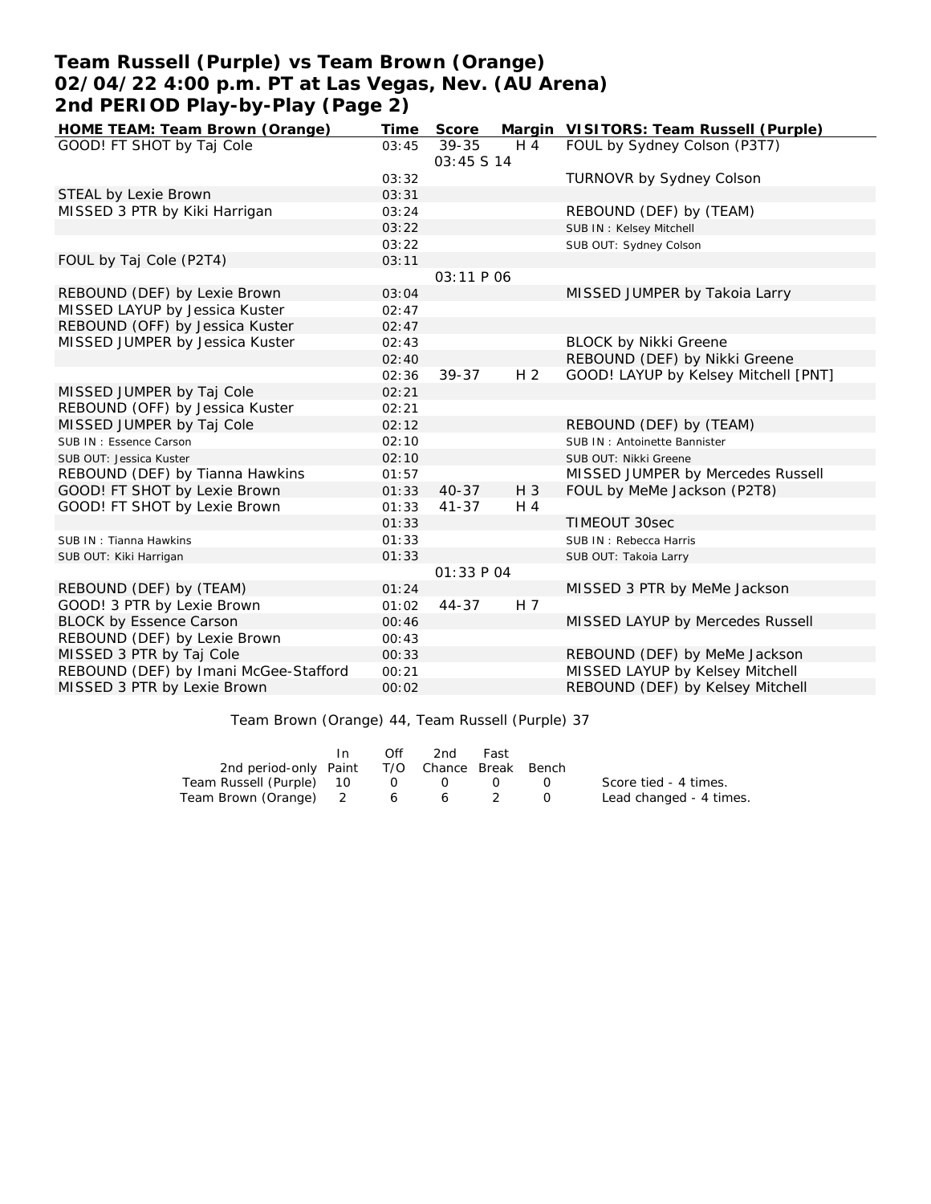# Team Russell (Purple) vs Team Brown (Orange)
# 02/04/22 4:00 p.m. PT at Las Vegas, Nev. (AU Arena)
# 2nd PERIOD Play-by-Play (Page 2)

| HOME TEAM: Team Brown (Orange) | Time | Score | Margin | VISITORS: Team Russell (Purple) |
|---|---|---|---|---|
| GOOD! FT SHOT by Taj Cole | 03:45 | 39-35 | H 4 | FOUL by Sydney Colson (P3T7) |
| | | 03:45 S 14 | | |
| | 03:32 | | | TURNOVR by Sydney Colson |
| STEAL by Lexie Brown | 03:31 | | | |
| MISSED 3 PTR by Kiki Harrigan | 03:24 | | | REBOUND (DEF) by (TEAM) |
| | 03:22 | | | SUB IN : Kelsey Mitchell |
| | 03:22 | | | SUB OUT: Sydney Colson |
| FOUL by Taj Cole (P2T4) | 03:11 | | | |
| | | 03:11 P 06 | | |
| REBOUND (DEF) by Lexie Brown | 03:04 | | | MISSED JUMPER by Takoia Larry |
| MISSED LAYUP by Jessica Kuster | 02:47 | | | |
| REBOUND (OFF) by Jessica Kuster | 02:47 | | | |
| MISSED JUMPER by Jessica Kuster | 02:43 | | | BLOCK by Nikki Greene |
| | 02:40 | | | REBOUND (DEF) by Nikki Greene |
| | 02:36 | 39-37 | H 2 | GOOD! LAYUP by Kelsey Mitchell [PNT] |
| MISSED JUMPER by Taj Cole | 02:21 | | | |
| REBOUND (OFF) by Jessica Kuster | 02:21 | | | |
| MISSED JUMPER by Taj Cole | 02:12 | | | REBOUND (DEF) by (TEAM) |
| SUB IN : Essence Carson | 02:10 | | | SUB IN : Antoinette Bannister |
| SUB OUT: Jessica Kuster | 02:10 | | | SUB OUT: Nikki Greene |
| REBOUND (DEF) by Tianna Hawkins | 01:57 | | | MISSED JUMPER by Mercedes Russell |
| GOOD! FT SHOT by Lexie Brown | 01:33 | 40-37 | H 3 | FOUL by MeMe Jackson (P2T8) |
| GOOD! FT SHOT by Lexie Brown | 01:33 | 41-37 | H 4 | |
| | 01:33 | | | TIMEOUT 30sec |
| SUB IN : Tianna Hawkins | 01:33 | | | SUB IN : Rebecca Harris |
| SUB OUT: Kiki Harrigan | 01:33 | | | SUB OUT: Takoia Larry |
| | | 01:33 P 04 | | |
| REBOUND (DEF) by (TEAM) | 01:24 | | | MISSED 3 PTR by MeMe Jackson |
| GOOD! 3 PTR by Lexie Brown | 01:02 | 44-37 | H 7 | |
| BLOCK by Essence Carson | 00:46 | | | MISSED LAYUP by Mercedes Russell |
| REBOUND (DEF) by Lexie Brown | 00:43 | | | |
| MISSED 3 PTR by Taj Cole | 00:33 | | | REBOUND (DEF) by MeMe Jackson |
| REBOUND (DEF) by Imani McGee-Stafford | 00:21 | | | MISSED LAYUP by Kelsey Mitchell |
| MISSED 3 PTR by Lexie Brown | 00:02 | | | REBOUND (DEF) by Kelsey Mitchell |

Team Brown (Orange) 44, Team Russell (Purple) 37

| 2nd period-only | In Paint | Off T/O | 2nd Chance | Fast Break | Bench |
|---|---|---|---|---|---|
| Team Russell (Purple) | 10 | 0 | 0 | 0 | 0 |
| Team Brown (Orange) | 2 | 6 | 6 | 2 | 0 |

Score tied - 4 times.
Lead changed - 4 times.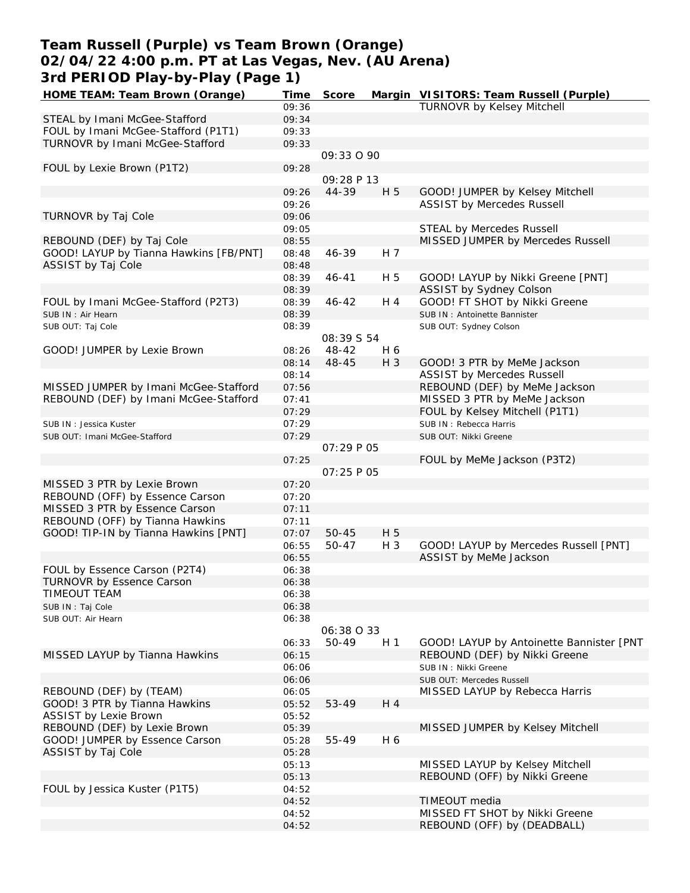# Team Russell (Purple) vs Team Brown (Orange)
## 02/04/22 4:00 p.m. PT at Las Vegas, Nev. (AU Arena)
## 3rd PERIOD Play-by-Play (Page 1)

| HOME TEAM: Team Brown (Orange) | Time | Score | Margin | VISITORS: Team Russell (Purple) |
|---|---|---|---|---|
| | 09:36 | | | TURNOVR by Kelsey Mitchell |
| STEAL by Imani McGee-Stafford | 09:34 | | | |
| FOUL by Imani McGee-Stafford (P1T1) | 09:33 | | | |
| TURNOVR by Imani McGee-Stafford | 09:33 | | | |
| | | 09:33 O 90 | | |
| FOUL by Lexie Brown (P1T2) | 09:28 | | | |
| | | 09:28 P 13 | | |
| | 09:26 | 44-39 | H 5 | GOOD! JUMPER by Kelsey Mitchell |
| | 09:26 | | | ASSIST by Mercedes Russell |
| TURNOVR by Taj Cole | 09:06 | | | |
| | 09:05 | | | STEAL by Mercedes Russell |
| REBOUND (DEF) by Taj Cole | 08:55 | | | MISSED JUMPER by Mercedes Russell |
| GOOD! LAYUP by Tianna Hawkins [FB/PNT] | 08:48 | 46-39 | H 7 | |
| ASSIST by Taj Cole | 08:48 | | | |
| | 08:39 | 46-41 | H 5 | GOOD! LAYUP by Nikki Greene [PNT] |
| | 08:39 | | | ASSIST by Sydney Colson |
| FOUL by Imani McGee-Stafford (P2T3) | 08:39 | 46-42 | H 4 | GOOD! FT SHOT by Nikki Greene |
| SUB IN : Air Hearn | 08:39 | | | SUB IN : Antoinette Bannister |
| SUB OUT: Taj Cole | 08:39 | | | SUB OUT: Sydney Colson |
| | | 08:39 S 54 | | |
| GOOD! JUMPER by Lexie Brown | 08:26 | 48-42 | H 6 | |
| | 08:14 | 48-45 | H 3 | GOOD! 3 PTR by MeMe Jackson |
| | 08:14 | | | ASSIST by Mercedes Russell |
| MISSED JUMPER by Imani McGee-Stafford | 07:56 | | | REBOUND (DEF) by MeMe Jackson |
| REBOUND (DEF) by Imani McGee-Stafford | 07:41 | | | MISSED 3 PTR by MeMe Jackson |
| | 07:29 | | | FOUL by Kelsey Mitchell (P1T1) |
| SUB IN : Jessica Kuster | 07:29 | | | SUB IN : Rebecca Harris |
| SUB OUT: Imani McGee-Stafford | 07:29 | | | SUB OUT: Nikki Greene |
| | | 07:29 P 05 | | |
| | 07:25 | | | FOUL by MeMe Jackson (P3T2) |
| | | 07:25 P 05 | | |
| MISSED 3 PTR by Lexie Brown | 07:20 | | | |
| REBOUND (OFF) by Essence Carson | 07:20 | | | |
| MISSED 3 PTR by Essence Carson | 07:11 | | | |
| REBOUND (OFF) by Tianna Hawkins | 07:11 | | | |
| GOOD! TIP-IN by Tianna Hawkins [PNT] | 07:07 | 50-45 | H 5 | |
| | 06:55 | 50-47 | H 3 | GOOD! LAYUP by Mercedes Russell [PNT] |
| | 06:55 | | | ASSIST by MeMe Jackson |
| FOUL by Essence Carson (P2T4) | 06:38 | | | |
| TURNOVR by Essence Carson | 06:38 | | | |
| TIMEOUT TEAM | 06:38 | | | |
| SUB IN : Taj Cole | 06:38 | | | |
| SUB OUT: Air Hearn | 06:38 | | | |
| | | 06:38 O 33 | | |
| | 06:33 | 50-49 | H 1 | GOOD! LAYUP by Antoinette Bannister [PNT |
| MISSED LAYUP by Tianna Hawkins | 06:15 | | | REBOUND (DEF) by Nikki Greene |
| | 06:06 | | | SUB IN : Nikki Greene |
| | 06:06 | | | SUB OUT: Mercedes Russell |
| REBOUND (DEF) by (TEAM) | 06:05 | | | MISSED LAYUP by Rebecca Harris |
| GOOD! 3 PTR by Tianna Hawkins | 05:52 | 53-49 | H 4 | |
| ASSIST by Lexie Brown | 05:52 | | | |
| REBOUND (DEF) by Lexie Brown | 05:39 | | | MISSED JUMPER by Kelsey Mitchell |
| GOOD! JUMPER by Essence Carson | 05:28 | 55-49 | H 6 | |
| ASSIST by Taj Cole | 05:28 | | | |
| | 05:13 | | | MISSED LAYUP by Kelsey Mitchell |
| | 05:13 | | | REBOUND (OFF) by Nikki Greene |
| FOUL by Jessica Kuster (P1T5) | 04:52 | | | |
| | 04:52 | | | TIMEOUT media |
| | 04:52 | | | MISSED FT SHOT by Nikki Greene |
| | 04:52 | | | REBOUND (OFF) by (DEADBALL) |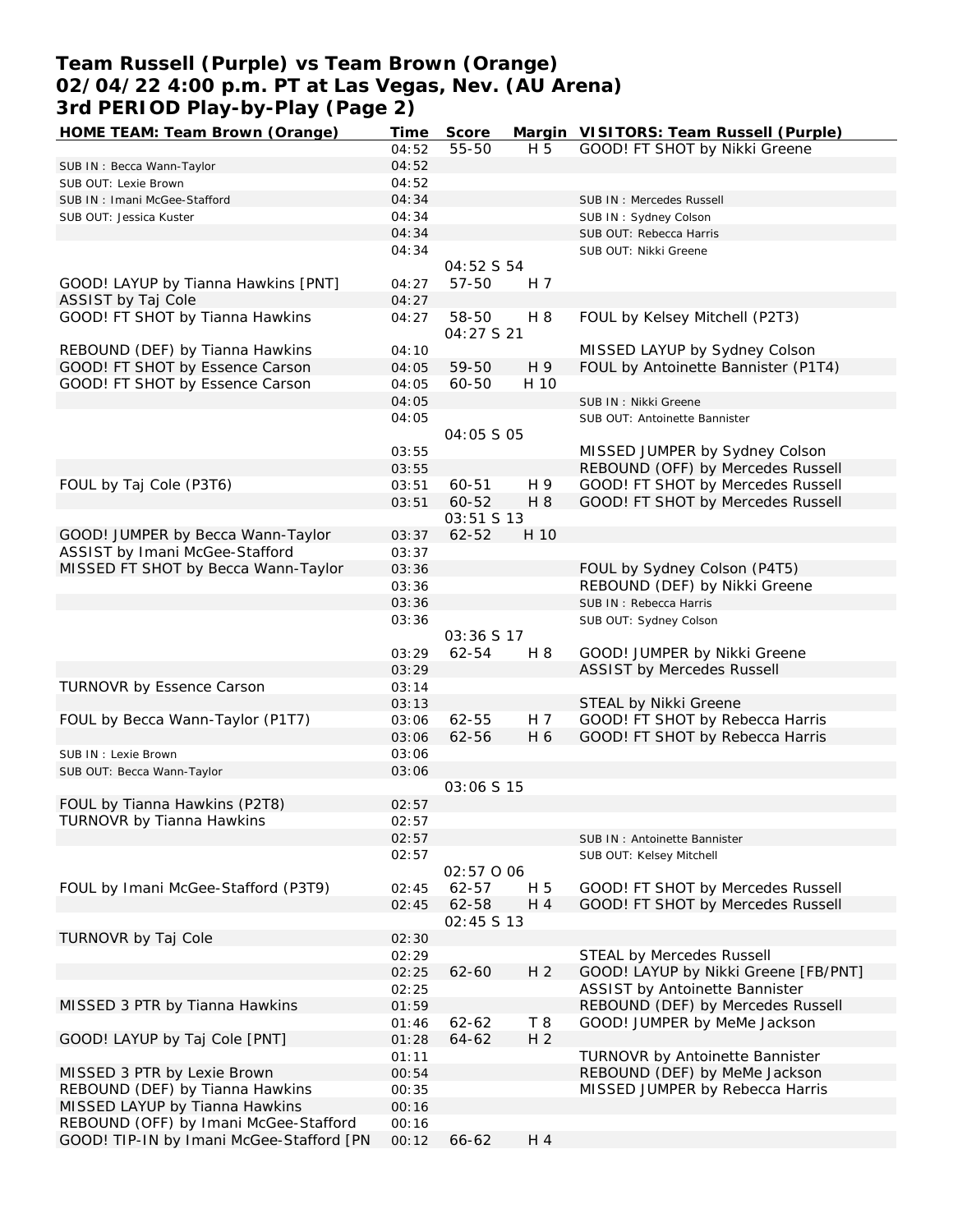# Team Russell (Purple) vs Team Brown (Orange)
# 02/04/22 4:00 p.m. PT at Las Vegas, Nev. (AU Arena)
# 3rd PERIOD Play-by-Play (Page 2)

| HOME TEAM: Team Brown (Orange) | Time | Score | Margin | VISITORS: Team Russell (Purple) |
|---|---|---|---|---|
| | 04:52 | 55-50 | H 5 | GOOD! FT SHOT by Nikki Greene |
| SUB IN : Becca Wann-Taylor | 04:52 | | | |
| SUB OUT: Lexie Brown | 04:52 | | | |
| SUB IN : Imani McGee-Stafford | 04:34 | | | SUB IN : Mercedes Russell |
| SUB OUT: Jessica Kuster | 04:34 | | | SUB IN : Sydney Colson |
| | 04:34 | | | SUB OUT: Rebecca Harris |
| | 04:34 | | | SUB OUT: Nikki Greene |
| | | 04:52 S 54 | | |
| GOOD! LAYUP by Tianna Hawkins [PNT] | 04:27 | 57-50 | H 7 | |
| ASSIST by Taj Cole | 04:27 | | | |
| GOOD! FT SHOT by Tianna Hawkins | 04:27 | 58-50 | H 8 | FOUL by Kelsey Mitchell (P2T3) |
| | | 04:27 S 21 | | |
| REBOUND (DEF) by Tianna Hawkins | 04:10 | | | MISSED LAYUP by Sydney Colson |
| GOOD! FT SHOT by Essence Carson | 04:05 | 59-50 | H 9 | FOUL by Antoinette Bannister (P1T4) |
| GOOD! FT SHOT by Essence Carson | 04:05 | 60-50 | H 10 | |
| | 04:05 | | | SUB IN : Nikki Greene |
| | 04:05 | | | SUB OUT: Antoinette Bannister |
| | | 04:05 S 05 | | |
| | 03:55 | | | MISSED JUMPER by Sydney Colson |
| | 03:55 | | | REBOUND (OFF) by Mercedes Russell |
| FOUL by Taj Cole (P3T6) | 03:51 | 60-51 | H 9 | GOOD! FT SHOT by Mercedes Russell |
| | 03:51 | 60-52 | H 8 | GOOD! FT SHOT by Mercedes Russell |
| | | 03:51 S 13 | | |
| GOOD! JUMPER by Becca Wann-Taylor | 03:37 | 62-52 | H 10 | |
| ASSIST by Imani McGee-Stafford | 03:37 | | | |
| MISSED FT SHOT by Becca Wann-Taylor | 03:36 | | | FOUL by Sydney Colson (P4T5) |
| | 03:36 | | | REBOUND (DEF) by Nikki Greene |
| | 03:36 | | | SUB IN : Rebecca Harris |
| | 03:36 | | | SUB OUT: Sydney Colson |
| | | 03:36 S 17 | | |
| | 03:29 | 62-54 | H 8 | GOOD! JUMPER by Nikki Greene |
| | 03:29 | | | ASSIST by Mercedes Russell |
| TURNOVR by Essence Carson | 03:14 | | | |
| | 03:13 | | | STEAL by Nikki Greene |
| FOUL by Becca Wann-Taylor (P1T7) | 03:06 | 62-55 | H 7 | GOOD! FT SHOT by Rebecca Harris |
| | 03:06 | 62-56 | H 6 | GOOD! FT SHOT by Rebecca Harris |
| SUB IN : Lexie Brown | 03:06 | | | |
| SUB OUT: Becca Wann-Taylor | 03:06 | | | |
| | | 03:06 S 15 | | |
| FOUL by Tianna Hawkins (P2T8) | 02:57 | | | |
| TURNOVR by Tianna Hawkins | 02:57 | | | |
| | 02:57 | | | SUB IN : Antoinette Bannister |
| | 02:57 | | | SUB OUT: Kelsey Mitchell |
| | | 02:57 O 06 | | |
| FOUL by Imani McGee-Stafford (P3T9) | 02:45 | 62-57 | H 5 | GOOD! FT SHOT by Mercedes Russell |
| | 02:45 | 62-58 | H 4 | GOOD! FT SHOT by Mercedes Russell |
| | | 02:45 S 13 | | |
| TURNOVR by Taj Cole | 02:30 | | | |
| | 02:29 | | | STEAL by Mercedes Russell |
| | 02:25 | 62-60 | H 2 | GOOD! LAYUP by Nikki Greene [FB/PNT] |
| | 02:25 | | | ASSIST by Antoinette Bannister |
| MISSED 3 PTR by Tianna Hawkins | 01:59 | | | REBOUND (DEF) by Mercedes Russell |
| | 01:46 | 62-62 | T 8 | GOOD! JUMPER by MeMe Jackson |
| GOOD! LAYUP by Taj Cole [PNT] | 01:28 | 64-62 | H 2 | |
| | 01:11 | | | TURNOVR by Antoinette Bannister |
| MISSED 3 PTR by Lexie Brown | 00:54 | | | REBOUND (DEF) by MeMe Jackson |
| REBOUND (DEF) by Tianna Hawkins | 00:35 | | | MISSED JUMPER by Rebecca Harris |
| MISSED LAYUP by Tianna Hawkins | 00:16 | | | |
| REBOUND (OFF) by Imani McGee-Stafford | 00:16 | | | |
| GOOD! TIP-IN by Imani McGee-Stafford [PN | 00:12 | 66-62 | H 4 | |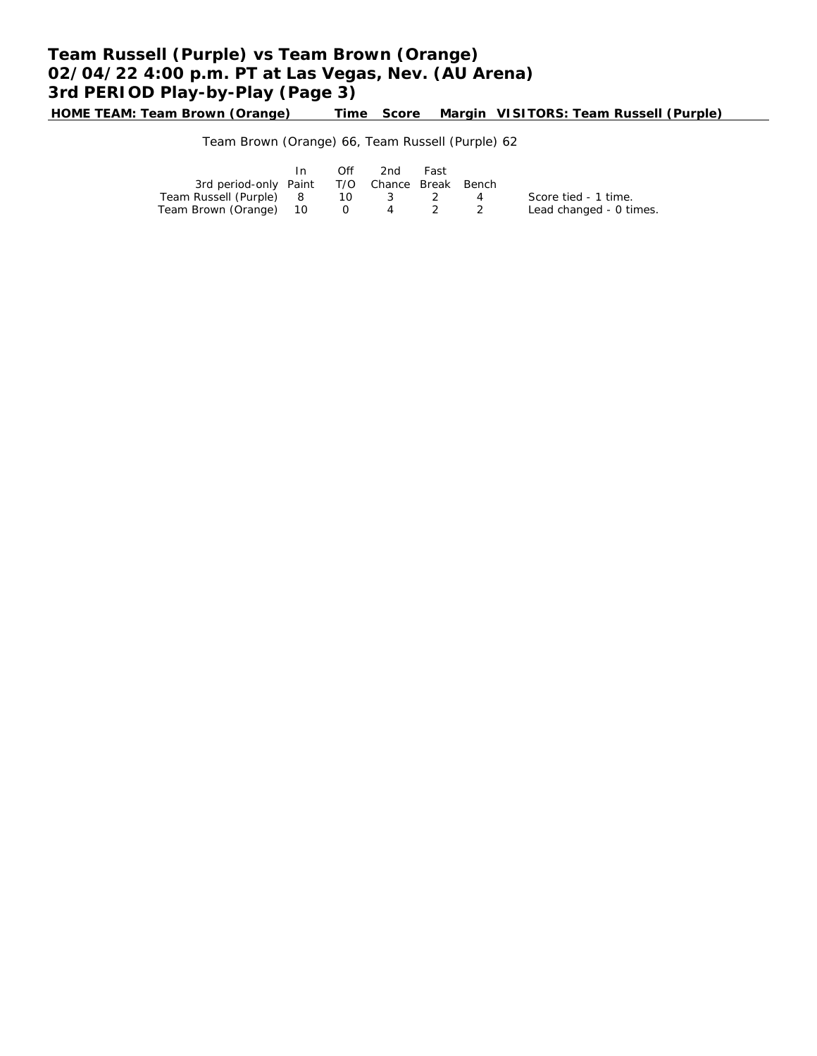# Team Russell (Purple) vs Team Brown (Orange)
# 02/04/22 4:00 p.m. PT at Las Vegas, Nev. (AU Arena)
# 3rd PERIOD Play-by-Play (Page 3)

| HOME TEAM: Team Brown (Orange) | Time | Score | Margin | VISITORS: Team Russell (Purple) |
|---|---|---|---|---|

Team Brown (Orange) 66, Team Russell (Purple) 62

| 3rd period-only | In Paint | Off T/O | 2nd Chance | Fast Break | Bench | |
|---|---|---|---|---|---|---|
| Team Russell (Purple) | 8 | 10 | 3 | 2 | 4 | Score tied - 1 time. |
| Team Brown (Orange) | 10 | 0 | 4 | 2 | 2 | Lead changed - 0 times. |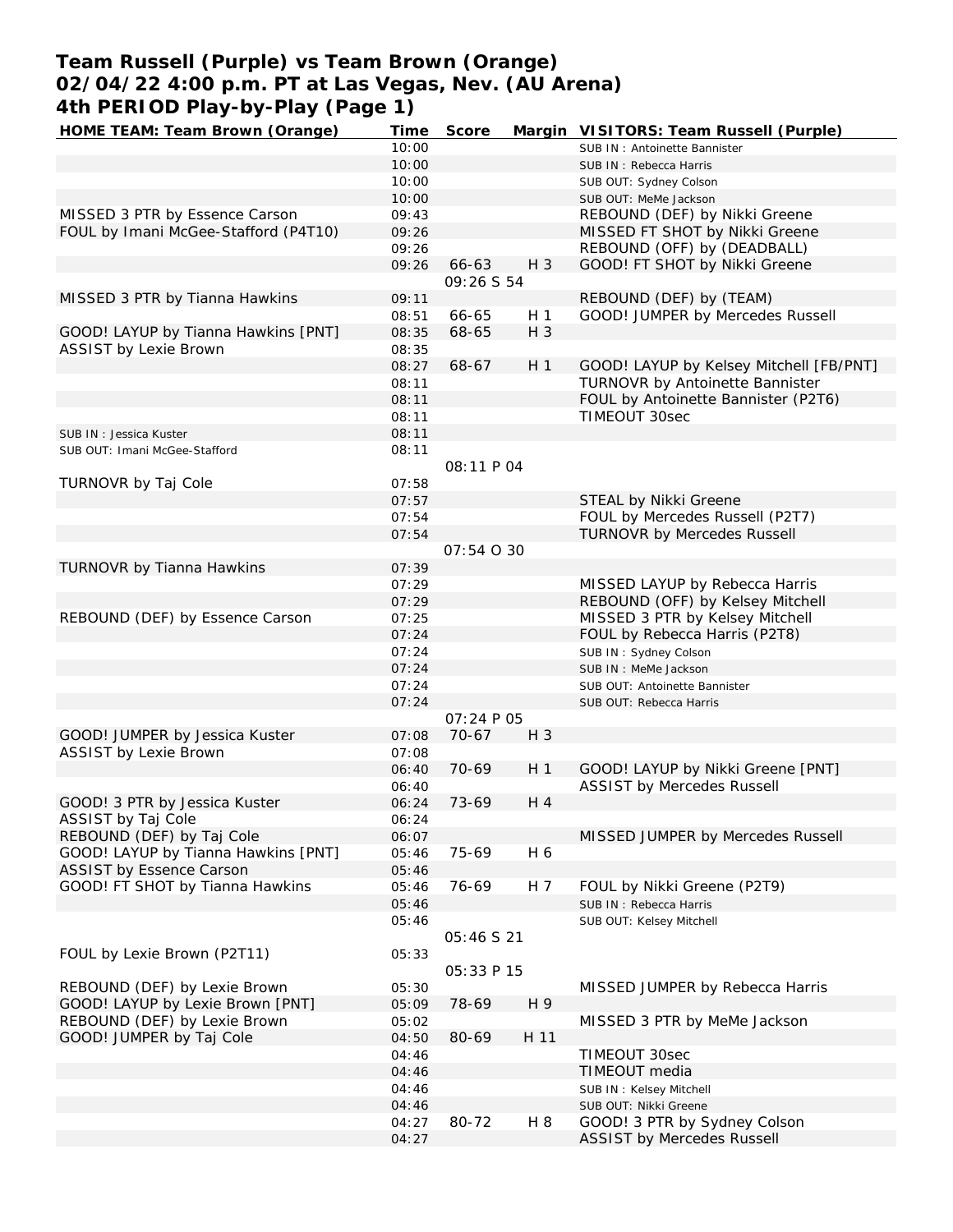# Team Russell (Purple) vs Team Brown (Orange)
## 02/04/22 4:00 p.m. PT at Las Vegas, Nev. (AU Arena)
## 4th PERIOD Play-by-Play (Page 1)

| HOME TEAM: Team Brown (Orange) | Time | Score | Margin | VISITORS: Team Russell (Purple) |
|---|---|---|---|---|
| | 10:00 | | | SUB IN : Antoinette Bannister |
| | 10:00 | | | SUB IN : Rebecca Harris |
| | 10:00 | | | SUB OUT: Sydney Colson |
| | 10:00 | | | SUB OUT: MeMe Jackson |
| MISSED 3 PTR by Essence Carson | 09:43 | | | REBOUND (DEF) by Nikki Greene |
| FOUL by Imani McGee-Stafford (P4T10) | 09:26 | | | MISSED FT SHOT by Nikki Greene |
| | 09:26 | | | REBOUND (OFF) by (DEADBALL) |
| | 09:26 | 66-63 | H 3 | GOOD! FT SHOT by Nikki Greene |
| | | 09:26 S 54 | | |
| MISSED 3 PTR by Tianna Hawkins | 09:11 | | | REBOUND (DEF) by (TEAM) |
| | 08:51 | 66-65 | H 1 | GOOD! JUMPER by Mercedes Russell |
| GOOD! LAYUP by Tianna Hawkins [PNT] | 08:35 | 68-65 | H 3 | |
| ASSIST by Lexie Brown | 08:35 | | | |
| | 08:27 | 68-67 | H 1 | GOOD! LAYUP by Kelsey Mitchell [FB/PNT] |
| | 08:11 | | | TURNOVR by Antoinette Bannister |
| | 08:11 | | | FOUL by Antoinette Bannister (P2T6) |
| | 08:11 | | | TIMEOUT 30sec |
| SUB IN : Jessica Kuster | 08:11 | | | |
| SUB OUT: Imani McGee-Stafford | 08:11 | | | |
| | | 08:11 P 04 | | |
| TURNOVR by Taj Cole | 07:58 | | | |
| | 07:57 | | | STEAL by Nikki Greene |
| | 07:54 | | | FOUL by Mercedes Russell (P2T7) |
| | 07:54 | | | TURNOVR by Mercedes Russell |
| | | 07:54 O 30 | | |
| TURNOVR by Tianna Hawkins | 07:39 | | | |
| | 07:29 | | | MISSED LAYUP by Rebecca Harris |
| | 07:29 | | | REBOUND (OFF) by Kelsey Mitchell |
| REBOUND (DEF) by Essence Carson | 07:25 | | | MISSED 3 PTR by Kelsey Mitchell |
| | 07:24 | | | FOUL by Rebecca Harris (P2T8) |
| | 07:24 | | | SUB IN : Sydney Colson |
| | 07:24 | | | SUB IN : MeMe Jackson |
| | 07:24 | | | SUB OUT: Antoinette Bannister |
| | 07:24 | | | SUB OUT: Rebecca Harris |
| | | 07:24 P 05 | | |
| GOOD! JUMPER by Jessica Kuster | 07:08 | 70-67 | H 3 | |
| ASSIST by Lexie Brown | 07:08 | | | |
| | 06:40 | 70-69 | H 1 | GOOD! LAYUP by Nikki Greene [PNT] |
| | 06:40 | | | ASSIST by Mercedes Russell |
| GOOD! 3 PTR by Jessica Kuster | 06:24 | 73-69 | H 4 | |
| ASSIST by Taj Cole | 06:24 | | | |
| REBOUND (DEF) by Taj Cole | 06:07 | | | MISSED JUMPER by Mercedes Russell |
| GOOD! LAYUP by Tianna Hawkins [PNT] | 05:46 | 75-69 | H 6 | |
| ASSIST by Essence Carson | 05:46 | | | |
| GOOD! FT SHOT by Tianna Hawkins | 05:46 | 76-69 | H 7 | FOUL by Nikki Greene (P2T9) |
| | 05:46 | | | SUB IN : Rebecca Harris |
| | 05:46 | | | SUB OUT: Kelsey Mitchell |
| | | 05:46 S 21 | | |
| FOUL by Lexie Brown (P2T11) | 05:33 | | | |
| | | 05:33 P 15 | | |
| REBOUND (DEF) by Lexie Brown | 05:30 | | | MISSED JUMPER by Rebecca Harris |
| GOOD! LAYUP by Lexie Brown [PNT] | 05:09 | 78-69 | H 9 | |
| REBOUND (DEF) by Lexie Brown | 05:02 | | | MISSED 3 PTR by MeMe Jackson |
| GOOD! JUMPER by Taj Cole | 04:50 | 80-69 | H 11 | |
| | 04:46 | | | TIMEOUT 30sec |
| | 04:46 | | | TIMEOUT media |
| | 04:46 | | | SUB IN : Kelsey Mitchell |
| | 04:46 | | | SUB OUT: Nikki Greene |
| | 04:27 | 80-72 | H 8 | GOOD! 3 PTR by Sydney Colson |
| | 04:27 | | | ASSIST by Mercedes Russell |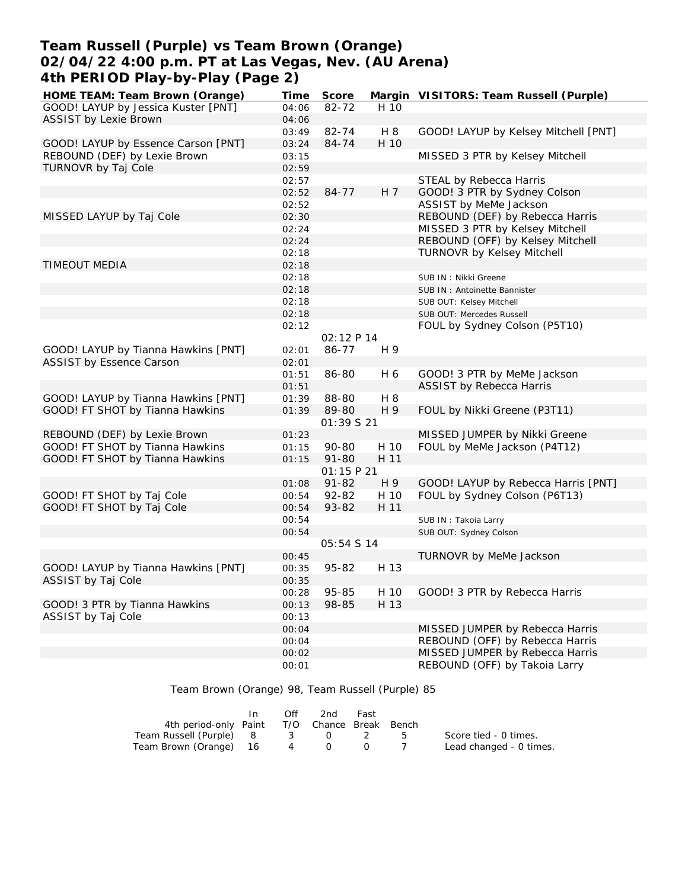# Team Russell (Purple) vs Team Brown (Orange)
## 02/04/22 4:00 p.m. PT at Las Vegas, Nev. (AU Arena)
## 4th PERIOD Play-by-Play (Page 2)

| HOME TEAM: Team Brown (Orange) | Time | Score | Margin | VISITORS: Team Russell (Purple) |
|---|---|---|---|---|
| GOOD! LAYUP by Jessica Kuster [PNT] | 04:06 | 82-72 | H 10 | |
| ASSIST by Lexie Brown | 04:06 | | | |
| | 03:49 | 82-74 | H 8 | GOOD! LAYUP by Kelsey Mitchell [PNT] |
| GOOD! LAYUP by Essence Carson [PNT] | 03:24 | 84-74 | H 10 | |
| REBOUND (DEF) by Lexie Brown | 03:15 | | | MISSED 3 PTR by Kelsey Mitchell |
| TURNOVR by Taj Cole | 02:59 | | | |
| | 02:57 | | | STEAL by Rebecca Harris |
| | 02:52 | 84-77 | H 7 | GOOD! 3 PTR by Sydney Colson |
| | 02:52 | | | ASSIST by MeMe Jackson |
| MISSED LAYUP by Taj Cole | 02:30 | | | REBOUND (DEF) by Rebecca Harris |
| | 02:24 | | | MISSED 3 PTR by Kelsey Mitchell |
| | 02:24 | | | REBOUND (OFF) by Kelsey Mitchell |
| | 02:18 | | | TURNOVR by Kelsey Mitchell |
| TIMEOUT MEDIA | 02:18 | | | |
| | 02:18 | | | SUB IN : Nikki Greene |
| | 02:18 | | | SUB IN : Antoinette Bannister |
| | 02:18 | | | SUB OUT: Kelsey Mitchell |
| | 02:18 | | | SUB OUT: Mercedes Russell |
| | 02:12 | | | FOUL by Sydney Colson (P5T10) |
| | | 02:12 P 14 | | |
| GOOD! LAYUP by Tianna Hawkins [PNT] | 02:01 | 86-77 | H 9 | |
| ASSIST by Essence Carson | 02:01 | | | |
| | 01:51 | 86-80 | H 6 | GOOD! 3 PTR by MeMe Jackson |
| | 01:51 | | | ASSIST by Rebecca Harris |
| GOOD! LAYUP by Tianna Hawkins [PNT] | 01:39 | 88-80 | H 8 | |
| GOOD! FT SHOT by Tianna Hawkins | 01:39 | 89-80 | H 9 | FOUL by Nikki Greene (P3T11) |
| | | 01:39 S 21 | | |
| REBOUND (DEF) by Lexie Brown | 01:23 | | | MISSED JUMPER by Nikki Greene |
| GOOD! FT SHOT by Tianna Hawkins | 01:15 | 90-80 | H 10 | FOUL by MeMe Jackson (P4T12) |
| GOOD! FT SHOT by Tianna Hawkins | 01:15 | 91-80 | H 11 | |
| | | 01:15 P 21 | | |
| | 01:08 | 91-82 | H 9 | GOOD! LAYUP by Rebecca Harris [PNT] |
| GOOD! FT SHOT by Taj Cole | 00:54 | 92-82 | H 10 | FOUL by Sydney Colson (P6T13) |
| GOOD! FT SHOT by Taj Cole | 00:54 | 93-82 | H 11 | |
| | 00:54 | | | SUB IN : Takoia Larry |
| | 00:54 | | | SUB OUT: Sydney Colson |
| | | 05:54 S 14 | | |
| | 00:45 | | | TURNOVR by MeMe Jackson |
| GOOD! LAYUP by Tianna Hawkins [PNT] | 00:35 | 95-82 | H 13 | |
| ASSIST by Taj Cole | 00:35 | | | |
| | 00:28 | 95-85 | H 10 | GOOD! 3 PTR by Rebecca Harris |
| GOOD! 3 PTR by Tianna Hawkins | 00:13 | 98-85 | H 13 | |
| ASSIST by Taj Cole | 00:13 | | | |
| | 00:04 | | | MISSED JUMPER by Rebecca Harris |
| | 00:04 | | | REBOUND (OFF) by Rebecca Harris |
| | 00:02 | | | MISSED JUMPER by Rebecca Harris |
| | 00:01 | | | REBOUND (OFF) by Takoia Larry |

Team Brown (Orange) 98, Team Russell (Purple) 85

| 4th period-only | In Paint | Off T/O | 2nd Chance | Fast Break | Bench |
|---|---|---|---|---|---|
| Team Russell (Purple) | 8 | 3 | 0 | 2 | 5 |
| Team Brown (Orange) | 16 | 4 | 0 | 0 | 7 |

Score tied - 0 times.
Lead changed - 0 times.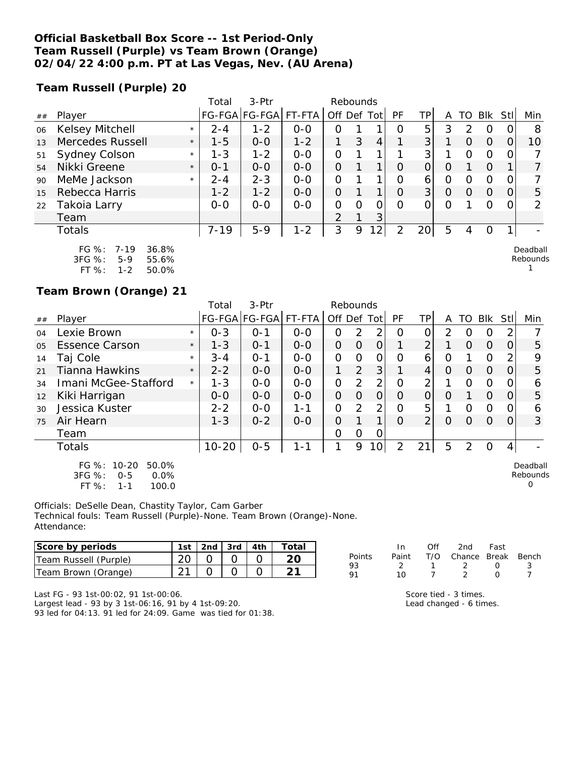**Official Basketball Box Score -- 1st Period-Only**
**Team Russell (Purple) vs Team Brown (Orange)**
**02/04/22 4:00 p.m. PT at Las Vegas, Nev. (AU Arena)**

**Team Russell (Purple) 20**

| ## | Player | | Total FG-FGA | 3-Ptr FG-FGA | FT-FTA | Rebounds Off | Def | Tot | PF | TP | A | TO | Blk | Stl | Min |
|---|---|---|---|---|---|---|---|---|---|---|---|---|---|---|---|
| 06 | Kelsey Mitchell | * | 2-4 | 1-2 | 0-0 | 0 | 1 | 1 | 0 | 5 | 3 | 2 | 0 | 0 | 8 |
| 13 | Mercedes Russell | * | 1-5 | 0-0 | 1-2 | 1 | 3 | 4 | 1 | 3 | 1 | 0 | 0 | 0 | 10 |
| 51 | Sydney Colson | * | 1-3 | 1-2 | 0-0 | 0 | 1 | 1 | 1 | 3 | 1 | 0 | 0 | 0 | 7 |
| 54 | Nikki Greene | * | 0-1 | 0-0 | 0-0 | 0 | 1 | 1 | 0 | 0 | 0 | 1 | 0 | 1 | 7 |
| 90 | MeMe Jackson | * | 2-4 | 2-3 | 0-0 | 0 | 1 | 1 | 0 | 6 | 0 | 0 | 0 | 0 | 7 |
| 15 | Rebecca Harris | | 1-2 | 1-2 | 0-0 | 0 | 1 | 1 | 0 | 3 | 0 | 0 | 0 | 0 | 5 |
| 22 | Takoia Larry | | 0-0 | 0-0 | 0-0 | 0 | 0 | 0 | 0 | 0 | 0 | 1 | 0 | 0 | 2 |
| | Team | | | | | 2 | 1 | 3 | | | | | | | |
| | Totals | | 7-19 | 5-9 | 1-2 | 3 | 9 | 12 | 2 | 20 | 5 | 4 | 0 | 1 | - |

FG %: 7-19 36.8%
3FG %: 5-9 55.6%
FT %: 1-2 50.0%

Deadball Rebounds 1

**Team Brown (Orange) 21**

| ## | Player | | Total FG-FGA | 3-Ptr FG-FGA | FT-FTA | Rebounds Off | Def | Tot | PF | TP | A | TO | Blk | Stl | Min |
|---|---|---|---|---|---|---|---|---|---|---|---|---|---|---|---|
| 04 | Lexie Brown | * | 0-3 | 0-1 | 0-0 | 0 | 2 | 2 | 0 | 0 | 2 | 0 | 0 | 2 | 7 |
| 05 | Essence Carson | * | 1-3 | 0-1 | 0-0 | 0 | 0 | 0 | 1 | 2 | 1 | 0 | 0 | 0 | 5 |
| 14 | Taj Cole | * | 3-4 | 0-1 | 0-0 | 0 | 0 | 0 | 0 | 6 | 0 | 1 | 0 | 2 | 9 |
| 21 | Tianna Hawkins | * | 2-2 | 0-0 | 0-0 | 1 | 2 | 3 | 1 | 4 | 0 | 0 | 0 | 0 | 5 |
| 34 | Imani McGee-Stafford | * | 1-3 | 0-0 | 0-0 | 0 | 2 | 2 | 0 | 2 | 1 | 0 | 0 | 0 | 6 |
| 12 | Kiki Harrigan | | 0-0 | 0-0 | 0-0 | 0 | 0 | 0 | 0 | 0 | 0 | 1 | 0 | 0 | 5 |
| 30 | Jessica Kuster | | 2-2 | 0-0 | 1-1 | 0 | 2 | 2 | 0 | 5 | 1 | 0 | 0 | 0 | 6 |
| 75 | Air Hearn | | 1-3 | 0-2 | 0-0 | 0 | 1 | 1 | 0 | 2 | 0 | 0 | 0 | 0 | 3 |
| | Team | | | | | 0 | 0 | 0 | | | | | | | |
| | Totals | | 10-20 | 0-5 | 1-1 | 1 | 9 | 10 | 2 | 21 | 5 | 2 | 0 | 4 | - |

FG %: 10-20 50.0%
3FG %: 0-5 0.0%
FT %: 1-1 100.0

Deadball Rebounds 0

Officials: DeSelle Dean, Chastity Taylor, Cam Garber
Technical fouls: Team Russell (Purple)-None. Team Brown (Orange)-None.
Attendance:

| Score by periods | 1st | 2nd | 3rd | 4th | Total |
|---|---|---|---|---|---|
| Team Russell (Purple) | 20 | 0 | 0 | 0 | 20 |
| Team Brown (Orange) | 21 | 0 | 0 | 0 | 21 |

| Points | In Paint | Off T/O | 2nd Chance | Fast Break | Bench |
|---|---|---|---|---|---|
| 93 | 2 | 1 | 2 | 0 | 3 |
| 91 | 10 | 7 | 2 | 0 | 7 |

Last FG - 93 1st-00:02, 91 1st-00:06.
Largest lead - 93 by 3 1st-06:16, 91 by 4 1st-09:20.
93 led for 04:13. 91 led for 24:09. Game was tied for 01:38.

Score tied - 3 times.
Lead changed - 6 times.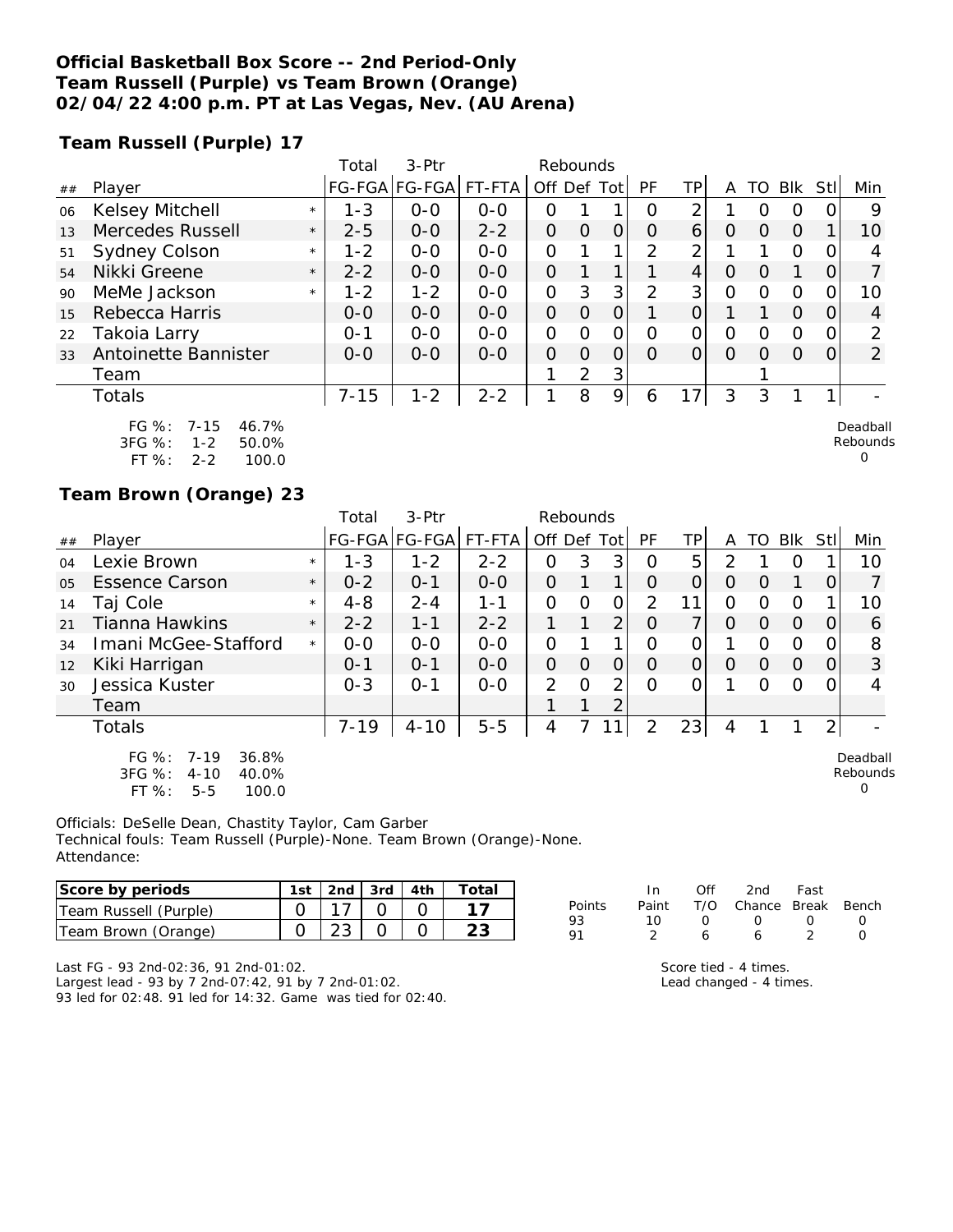**Official Basketball Box Score -- 2nd Period-Only**
**Team Russell (Purple) vs Team Brown (Orange)**
**02/04/22 4:00 p.m. PT at Las Vegas, Nev. (AU Arena)**

**Team Russell (Purple) 17**

| ## | Player | | Total FG-FGA | 3-Ptr FG-FGA | FT-FTA | Rebounds Off | Def | Tot | PF | TP | A | TO | Blk | Stl | Min |
|---|---|---|---|---|---|---|---|---|---|---|---|---|---|---|---|
| 06 | Kelsey Mitchell | * | 1-3 | 0-0 | 0-0 | 0 | 1 | 1 | 0 | 2 | 1 | 0 | 0 | 0 | 9 |
| 13 | Mercedes Russell | * | 2-5 | 0-0 | 2-2 | 0 | 0 | 0 | 0 | 6 | 0 | 0 | 0 | 1 | 10 |
| 51 | Sydney Colson | * | 1-2 | 0-0 | 0-0 | 0 | 1 | 1 | 2 | 2 | 1 | 1 | 0 | 0 | 4 |
| 54 | Nikki Greene | * | 2-2 | 0-0 | 0-0 | 0 | 1 | 1 | 1 | 4 | 0 | 0 | 1 | 0 | 7 |
| 90 | MeMe Jackson | * | 1-2 | 1-2 | 0-0 | 0 | 3 | 3 | 2 | 3 | 0 | 0 | 0 | 0 | 10 |
| 15 | Rebecca Harris | | 0-0 | 0-0 | 0-0 | 0 | 0 | 0 | 1 | 0 | 1 | 1 | 0 | 0 | 4 |
| 22 | Takoia Larry | | 0-1 | 0-0 | 0-0 | 0 | 0 | 0 | 0 | 0 | 0 | 0 | 0 | 0 | 2 |
| 33 | Antoinette Bannister | | 0-0 | 0-0 | 0-0 | 0 | 0 | 0 | 0 | 0 | 0 | 0 | 0 | 0 | 2 |
| | Team | | | | | 1 | 2 | 3 | | | | 1 | | | |
| | Totals | | 7-15 | 1-2 | 2-2 | 1 | 8 | 9 | 6 | 17 | 3 | 3 | 1 | 1 | - |

FG %: 7-15 46.7%
3FG %: 1-2 50.0%
FT %: 2-2 100.0

Deadball Rebounds 0

**Team Brown (Orange) 23**

| ## | Player | | Total FG-FGA | 3-Ptr FG-FGA | FT-FTA | Rebounds Off | Def | Tot | PF | TP | A | TO | Blk | Stl | Min |
|---|---|---|---|---|---|---|---|---|---|---|---|---|---|---|---|
| 04 | Lexie Brown | * | 1-3 | 1-2 | 2-2 | 0 | 3 | 3 | 0 | 5 | 2 | 1 | 0 | 1 | 10 |
| 05 | Essence Carson | * | 0-2 | 0-1 | 0-0 | 0 | 1 | 1 | 0 | 0 | 0 | 0 | 1 | 0 | 7 |
| 14 | Taj Cole | * | 4-8 | 2-4 | 1-1 | 0 | 0 | 0 | 2 | 11 | 0 | 0 | 0 | 1 | 10 |
| 21 | Tianna Hawkins | * | 2-2 | 1-1 | 2-2 | 1 | 1 | 2 | 0 | 7 | 0 | 0 | 0 | 0 | 6 |
| 34 | Imani McGee-Stafford | * | 0-0 | 0-0 | 0-0 | 0 | 1 | 1 | 0 | 0 | 1 | 0 | 0 | 0 | 8 |
| 12 | Kiki Harrigan | | 0-1 | 0-1 | 0-0 | 0 | 0 | 0 | 0 | 0 | 0 | 0 | 0 | 0 | 3 |
| 30 | Jessica Kuster | | 0-3 | 0-1 | 0-0 | 2 | 0 | 2 | 0 | 0 | 1 | 0 | 0 | 0 | 4 |
| | Team | | | | | 1 | 1 | 2 | | | | | | | |
| | Totals | | 7-19 | 4-10 | 5-5 | 4 | 7 | 11 | 2 | 23 | 4 | 1 | 1 | 2 | - |

FG %: 7-19 36.8%
3FG %: 4-10 40.0%
FT %: 5-5 100.0

Deadball Rebounds 0

Officials: DeSelle Dean, Chastity Taylor, Cam Garber
Technical fouls: Team Russell (Purple)-None. Team Brown (Orange)-None.
Attendance:

| Score by periods | 1st | 2nd | 3rd | 4th | Total |
|---|---|---|---|---|---|
| Team Russell (Purple) | 0 | 17 | 0 | 0 | 17 |
| Team Brown (Orange) | 0 | 23 | 0 | 0 | 23 |

| Points | In Paint | Off T/O | 2nd Chance | Fast Break | Bench |
|---|---|---|---|---|---|
| 93 | 10 | 0 | 0 | 0 | 0 |
| 91 | 2 | 6 | 6 | 2 | 0 |

Last FG - 93 2nd-02:36, 91 2nd-01:02.
Largest lead - 93 by 7 2nd-07:42, 91 by 7 2nd-01:02.
93 led for 02:48. 91 led for 14:32. Game was tied for 02:40.

Score tied - 4 times.
Lead changed - 4 times.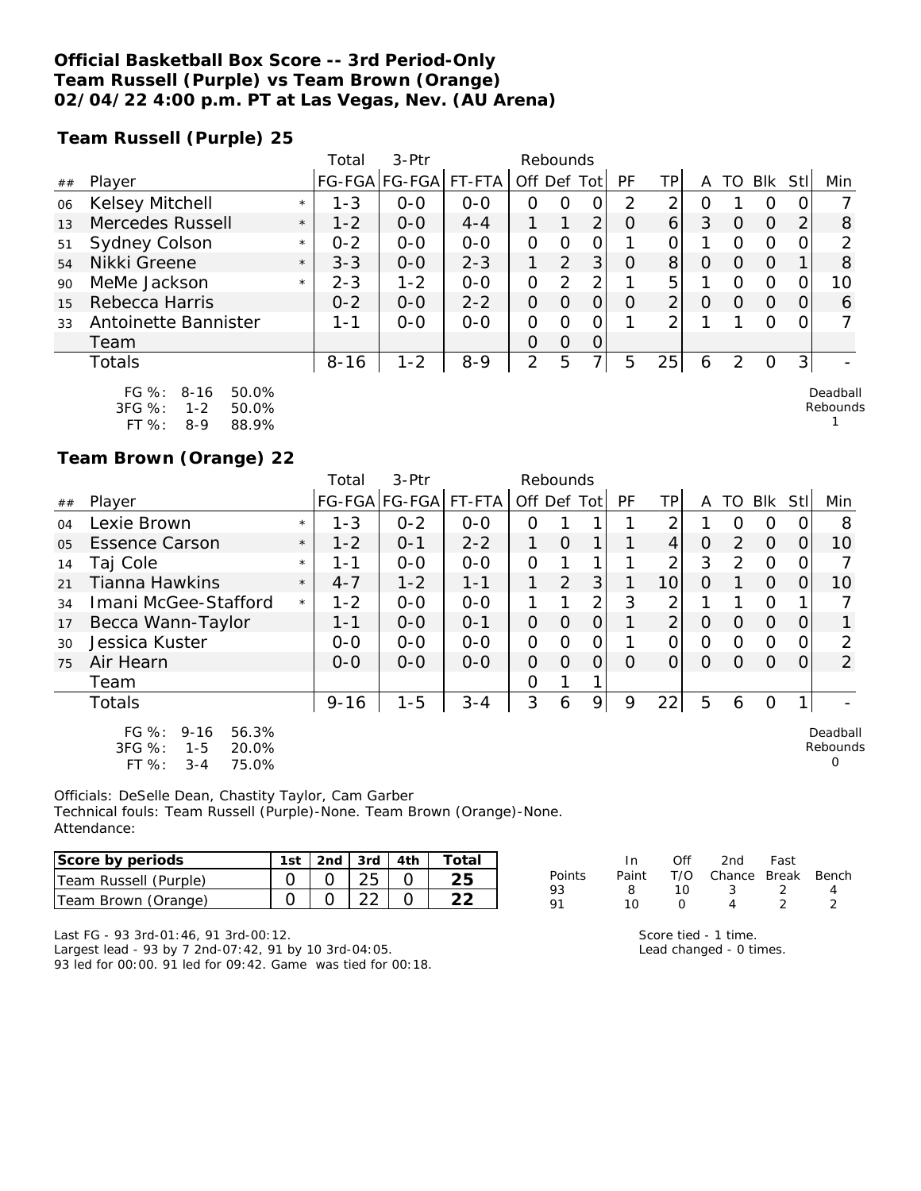**Official Basketball Box Score -- 3rd Period-Only**
**Team Russell (Purple) vs Team Brown (Orange)**
**02/04/22 4:00 p.m. PT at Las Vegas, Nev. (AU Arena)**

**Team Russell (Purple) 25**

| ## | Player | | Total FG-FGA | 3-Ptr FG-FGA | FT-FTA | Rebounds Off | Def | Tot | PF | TP | A | TO | Blk | Stl | Min |
|---|---|---|---|---|---|---|---|---|---|---|---|---|---|---|---|
| 06 | Kelsey Mitchell | * | 1-3 | 0-0 | 0-0 | 0 | 0 | 0 | 2 | 2 | 0 | 1 | 0 | 0 | 7 |
| 13 | Mercedes Russell | * | 1-2 | 0-0 | 4-4 | 1 | 1 | 2 | 0 | 6 | 3 | 0 | 0 | 2 | 8 |
| 51 | Sydney Colson | * | 0-2 | 0-0 | 0-0 | 0 | 0 | 0 | 1 | 0 | 1 | 0 | 0 | 0 | 2 |
| 54 | Nikki Greene | * | 3-3 | 0-0 | 2-3 | 1 | 2 | 3 | 0 | 8 | 0 | 0 | 0 | 1 | 8 |
| 90 | MeMe Jackson | * | 2-3 | 1-2 | 0-0 | 0 | 2 | 2 | 1 | 5 | 1 | 0 | 0 | 0 | 10 |
| 15 | Rebecca Harris | | 0-2 | 0-0 | 2-2 | 0 | 0 | 0 | 0 | 2 | 0 | 0 | 0 | 0 | 6 |
| 33 | Antoinette Bannister | | 1-1 | 0-0 | 0-0 | 0 | 0 | 0 | 1 | 2 | 1 | 1 | 0 | 0 | 7 |
| | Team | | | | | 0 | 0 | 0 | | | | | | | |
| | Totals | | 8-16 | 1-2 | 8-9 | 2 | 5 | 7 | 5 | 25 | 6 | 2 | 0 | 3 | - |

FG %: 8-16 50.0%
3FG %: 1-2 50.0%
FT %: 8-9 88.9%

Deadball Rebounds 1

**Team Brown (Orange) 22**

| ## | Player | | Total FG-FGA | 3-Ptr FG-FGA | FT-FTA | Rebounds Off | Def | Tot | PF | TP | A | TO | Blk | Stl | Min |
|---|---|---|---|---|---|---|---|---|---|---|---|---|---|---|---|
| 04 | Lexie Brown | * | 1-3 | 0-2 | 0-0 | 0 | 1 | 1 | 1 | 2 | 1 | 0 | 0 | 0 | 8 |
| 05 | Essence Carson | * | 1-2 | 0-1 | 2-2 | 1 | 0 | 1 | 1 | 4 | 0 | 2 | 0 | 0 | 10 |
| 14 | Taj Cole | * | 1-1 | 0-0 | 0-0 | 0 | 1 | 1 | 1 | 2 | 3 | 2 | 0 | 0 | 7 |
| 21 | Tianna Hawkins | * | 4-7 | 1-2 | 1-1 | 1 | 2 | 3 | 1 | 10 | 0 | 1 | 0 | 0 | 10 |
| 34 | Imani McGee-Stafford | * | 1-2 | 0-0 | 0-0 | 1 | 1 | 2 | 3 | 2 | 1 | 1 | 0 | 1 | 7 |
| 17 | Becca Wann-Taylor | | 1-1 | 0-0 | 0-1 | 0 | 0 | 0 | 1 | 2 | 0 | 0 | 0 | 0 | 1 |
| 30 | Jessica Kuster | | 0-0 | 0-0 | 0-0 | 0 | 0 | 0 | 1 | 0 | 0 | 0 | 0 | 0 | 2 |
| 75 | Air Hearn | | 0-0 | 0-0 | 0-0 | 0 | 0 | 0 | 0 | 0 | 0 | 0 | 0 | 0 | 2 |
| | Team | | | | | 0 | 1 | 1 | | | | | | | |
| | Totals | | 9-16 | 1-5 | 3-4 | 3 | 6 | 9 | 9 | 22 | 5 | 6 | 0 | 1 | - |

FG %: 9-16 56.3%
3FG %: 1-5 20.0%
FT %: 3-4 75.0%

Deadball Rebounds 0

Officials: DeSelle Dean, Chastity Taylor, Cam Garber
Technical fouls: Team Russell (Purple)-None. Team Brown (Orange)-None.
Attendance:

| Score by periods | 1st | 2nd | 3rd | 4th | Total |
|---|---|---|---|---|---|
| Team Russell (Purple) | 0 | 0 | 25 | 0 | 25 |
| Team Brown (Orange) | 0 | 0 | 22 | 0 | 22 |

| Points | In Paint | Off T/O | 2nd Chance | Fast Break | Bench |
|---|---|---|---|---|---|
| 93 | 8 | 10 | 3 | 2 | 4 |
| 91 | 10 | 0 | 4 | 2 | 2 |

Last FG - 93 3rd-01:46, 91 3rd-00:12.
Largest lead - 93 by 7 2nd-07:42, 91 by 10 3rd-04:05.
93 led for 00:00. 91 led for 09:42. Game was tied for 00:18.

Score tied - 1 time.
Lead changed - 0 times.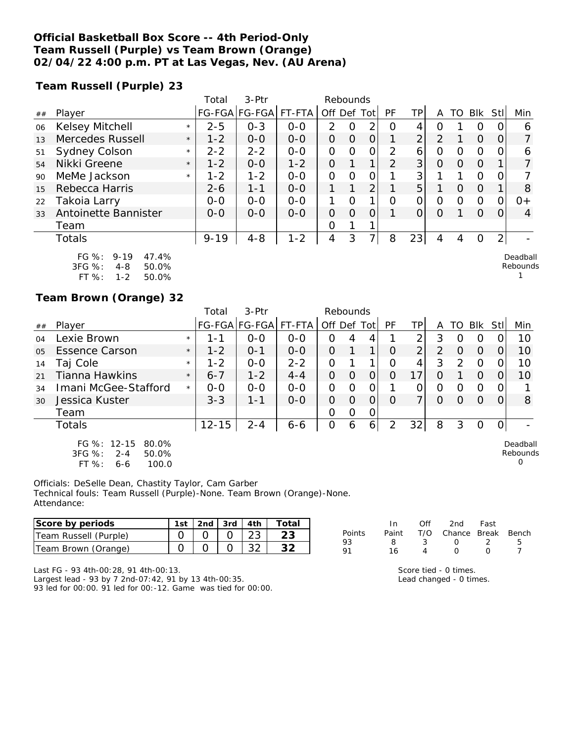**Official Basketball Box Score -- 4th Period-Only**
**Team Russell (Purple) vs Team Brown (Orange)**
**02/04/22 4:00 p.m. PT at Las Vegas, Nev. (AU Arena)**

**Team Russell (Purple) 23**

| ## | Player | | Total FG-FGA | 3-Ptr FG-FGA | FT-FTA | Rebounds Off | Def | Tot | PF | TP | A | TO | Blk | Stl | Min |
|---|---|---|---|---|---|---|---|---|---|---|---|---|---|---|---|
| 06 | Kelsey Mitchell | * | 2-5 | 0-3 | 0-0 | 2 | 0 | 2 | 0 | 4 | 0 | 1 | 0 | 0 | 6 |
| 13 | Mercedes Russell | * | 1-2 | 0-0 | 0-0 | 0 | 0 | 0 | 1 | 2 | 2 | 1 | 0 | 0 | 7 |
| 51 | Sydney Colson | * | 2-2 | 2-2 | 0-0 | 0 | 0 | 0 | 2 | 6 | 0 | 0 | 0 | 0 | 6 |
| 54 | Nikki Greene | * | 1-2 | 0-0 | 1-2 | 0 | 1 | 1 | 2 | 3 | 0 | 0 | 0 | 1 | 7 |
| 90 | MeMe Jackson | * | 1-2 | 1-2 | 0-0 | 0 | 0 | 0 | 1 | 3 | 1 | 1 | 0 | 0 | 7 |
| 15 | Rebecca Harris | | 2-6 | 1-1 | 0-0 | 1 | 1 | 2 | 1 | 5 | 1 | 0 | 0 | 1 | 8 |
| 22 | Takoia Larry | | 0-0 | 0-0 | 0-0 | 1 | 0 | 1 | 0 | 0 | 0 | 0 | 0 | 0 | 0+ |
| 33 | Antoinette Bannister | | 0-0 | 0-0 | 0-0 | 0 | 0 | 0 | 1 | 0 | 0 | 1 | 0 | 0 | 4 |
| | Team | | | | | 0 | 1 | 1 | | | | | | | |
| | Totals | | 9-19 | 4-8 | 1-2 | 4 | 3 | 7 | 8 | 23 | 4 | 4 | 0 | 2 | - |

FG %: 9-19 47.4%
3FG %: 4-8 50.0%
FT %: 1-2 50.0%

Deadball Rebounds 1

**Team Brown (Orange) 32**

| ## | Player | | Total FG-FGA | 3-Ptr FG-FGA | FT-FTA | Rebounds Off | Def | Tot | PF | TP | A | TO | Blk | Stl | Min |
|---|---|---|---|---|---|---|---|---|---|---|---|---|---|---|---|
| 04 | Lexie Brown | * | 1-1 | 0-0 | 0-0 | 0 | 4 | 4 | 1 | 2 | 3 | 0 | 0 | 0 | 10 |
| 05 | Essence Carson | * | 1-2 | 0-1 | 0-0 | 0 | 1 | 1 | 0 | 2 | 2 | 0 | 0 | 0 | 10 |
| 14 | Taj Cole | * | 1-2 | 0-0 | 2-2 | 0 | 1 | 1 | 0 | 4 | 3 | 2 | 0 | 0 | 10 |
| 21 | Tianna Hawkins | * | 6-7 | 1-2 | 4-4 | 0 | 0 | 0 | 0 | 17 | 0 | 1 | 0 | 0 | 10 |
| 34 | Imani McGee-Stafford | * | 0-0 | 0-0 | 0-0 | 0 | 0 | 0 | 1 | 0 | 0 | 0 | 0 | 0 | 1 |
| 30 | Jessica Kuster | | 3-3 | 1-1 | 0-0 | 0 | 0 | 0 | 0 | 7 | 0 | 0 | 0 | 0 | 8 |
| | Team | | | | | 0 | 0 | 0 | | | | | | | |
| | Totals | | 12-15 | 2-4 | 6-6 | 0 | 6 | 6 | 2 | 32 | 8 | 3 | 0 | 0 | - |

FG %: 12-15 80.0%
3FG %: 2-4 50.0%
FT %: 6-6 100.0

Deadball Rebounds 0

Officials: DeSelle Dean, Chastity Taylor, Cam Garber
Technical fouls: Team Russell (Purple)-None. Team Brown (Orange)-None.
Attendance:

| Score by periods | 1st | 2nd | 3rd | 4th | Total |
|---|---|---|---|---|---|
| Team Russell (Purple) | 0 | 0 | 0 | 23 | 23 |
| Team Brown (Orange) | 0 | 0 | 0 | 32 | 32 |

| Points | In Paint | Off T/O | 2nd Chance | Fast Break | Bench |
|---|---|---|---|---|---|
| 93 | 8 | 3 | 0 | 2 | 5 |
| 91 | 16 | 4 | 0 | 0 | 7 |

Last FG - 93 4th-00:28, 91 4th-00:13.
Largest lead - 93 by 7 2nd-07:42, 91 by 13 4th-00:35.
93 led for 00:00. 91 led for 00:-12. Game was tied for 00:00.

Score tied - 0 times.
Lead changed - 0 times.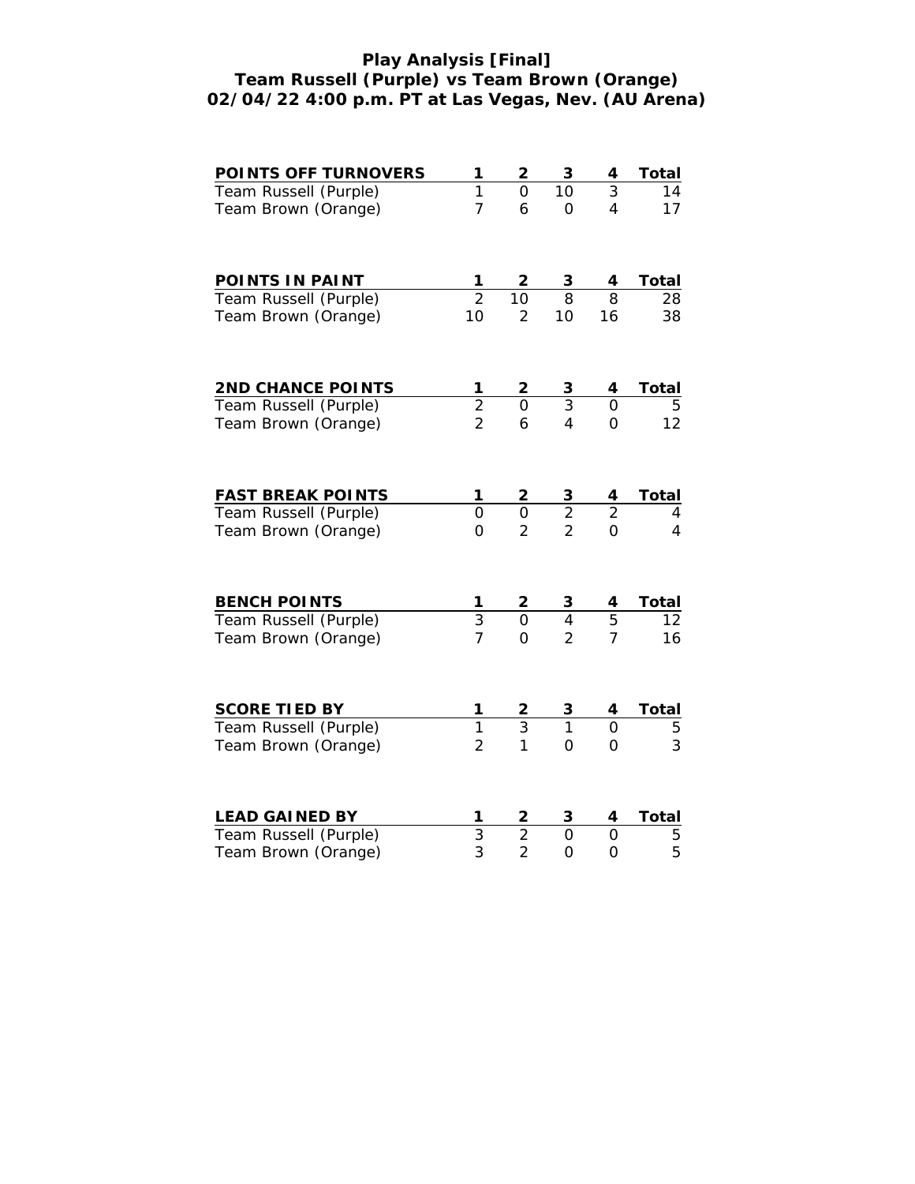# Play Analysis [Final]
## Team Russell (Purple) vs Team Brown (Orange)
### 02/04/22 4:00 p.m. PT at Las Vegas, Nev. (AU Arena)

| POINTS OFF TURNOVERS | 1 | 2 | 3 | 4 | Total |
|---|---|---|---|---|---|
| Team Russell (Purple) | 1 | 0 | 10 | 3 | 14 |
| Team Brown (Orange) | 7 | 6 | 0 | 4 | 17 |

| POINTS IN PAINT | 1 | 2 | 3 | 4 | Total |
|---|---|---|---|---|---|
| Team Russell (Purple) | 2 | 10 | 8 | 8 | 28 |
| Team Brown (Orange) | 10 | 2 | 10 | 16 | 38 |

| 2ND CHANCE POINTS | 1 | 2 | 3 | 4 | Total |
|---|---|---|---|---|---|
| Team Russell (Purple) | 2 | 0 | 3 | 0 | 5 |
| Team Brown (Orange) | 2 | 6 | 4 | 0 | 12 |

| FAST BREAK POINTS | 1 | 2 | 3 | 4 | Total |
|---|---|---|---|---|---|
| Team Russell (Purple) | 0 | 0 | 2 | 2 | 4 |
| Team Brown (Orange) | 0 | 2 | 2 | 0 | 4 |

| BENCH POINTS | 1 | 2 | 3 | 4 | Total |
|---|---|---|---|---|---|
| Team Russell (Purple) | 3 | 0 | 4 | 5 | 12 |
| Team Brown (Orange) | 7 | 0 | 2 | 7 | 16 |

| SCORE TIED BY | 1 | 2 | 3 | 4 | Total |
|---|---|---|---|---|---|
| Team Russell (Purple) | 1 | 3 | 1 | 0 | 5 |
| Team Brown (Orange) | 2 | 1 | 0 | 0 | 3 |

| LEAD GAINED BY | 1 | 2 | 3 | 4 | Total |
|---|---|---|---|---|---|
| Team Russell (Purple) | 3 | 2 | 0 | 0 | 5 |
| Team Brown (Orange) | 3 | 2 | 0 | 0 | 5 |